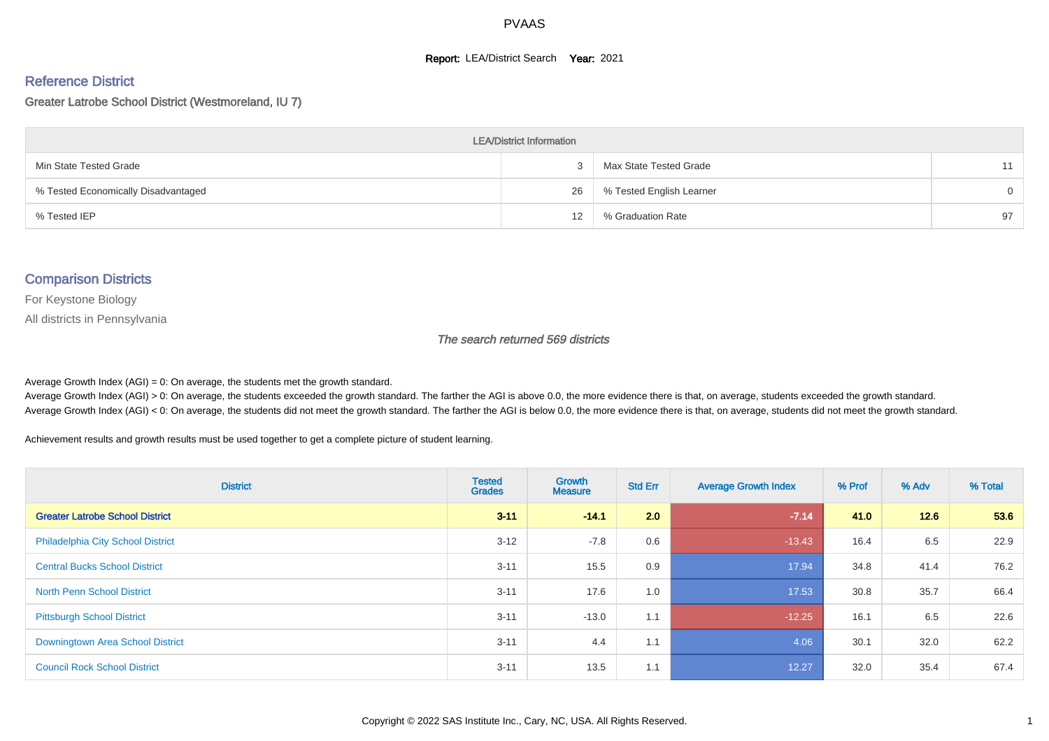# PVAAS

**Report:** LEA/District Search **Year:** 2021

## Reference District

Greater Latrobe School District (Westmoreland, IU 7)

| LEA/District Information | | | |
|---|---|---|---|
| Min State Tested Grade | 3 | Max State Tested Grade | 11 |
| % Tested Economically Disadvantaged | 26 | % Tested English Learner | 0 |
| % Tested IEP | 12 | % Graduation Rate | 97 |

## Comparison Districts

For Keystone Biology

All districts in Pennsylvania

*The search returned 569 districts*

Average Growth Index (AGI) = 0: On average, the students met the growth standard.
Average Growth Index (AGI) > 0: On average, the students exceeded the growth standard. The farther the AGI is above 0.0, the more evidence there is that, on average, students exceeded the growth standard.
Average Growth Index (AGI) < 0: On average, the students did not meet the growth standard. The farther the AGI is below 0.0, the more evidence there is that, on average, students did not meet the growth standard.

Achievement results and growth results must be used together to get a complete picture of student learning.

| District | Tested Grades | Growth Measure | Std Err | Average Growth Index | % Prof | % Adv | % Total |
|---|---|---|---|---|---|---|---|
| **Greater Latrobe School District** | **3-11** | **-14.1** | **2.0** | **-7.14** | **41.0** | **12.6** | **53.6** |
| Philadelphia City School District | 3-12 | -7.8 | 0.6 | -13.43 | 16.4 | 6.5 | 22.9 |
| Central Bucks School District | 3-11 | 15.5 | 0.9 | 17.94 | 34.8 | 41.4 | 76.2 |
| North Penn School District | 3-11 | 17.6 | 1.0 | 17.53 | 30.8 | 35.7 | 66.4 |
| Pittsburgh School District | 3-11 | -13.0 | 1.1 | -12.25 | 16.1 | 6.5 | 22.6 |
| Downingtown Area School District | 3-11 | 4.4 | 1.1 | 4.06 | 30.1 | 32.0 | 62.2 |
| Council Rock School District | 3-11 | 13.5 | 1.1 | 12.27 | 32.0 | 35.4 | 67.4 |

Copyright © 2022 SAS Institute Inc., Cary, NC, USA. All Rights Reserved.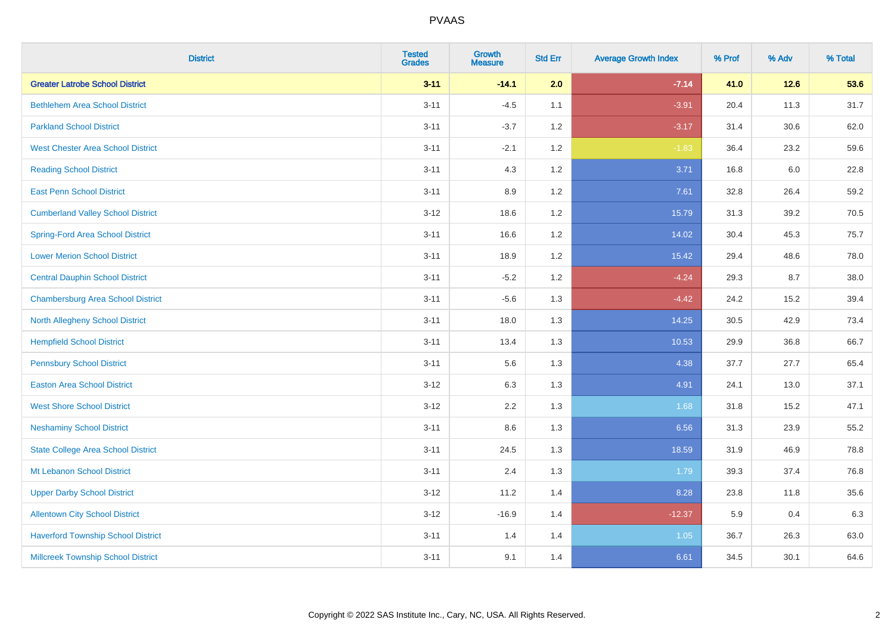# PVAAS

| District | Tested Grades | Growth Measure | Std Err | Average Growth Index | % Prof | % Adv | % Total |
|---|---|---|---|---|---|---|---|
| **Greater Latrobe School District** | **3-11** | **-14.1** | **2.0** | **-7.14** | **41.0** | **12.6** | **53.6** |
| Bethlehem Area School District | 3-11 | -4.5 | 1.1 | -3.91 | 20.4 | 11.3 | 31.7 |
| Parkland School District | 3-11 | -3.7 | 1.2 | -3.17 | 31.4 | 30.6 | 62.0 |
| West Chester Area School District | 3-11 | -2.1 | 1.2 | -1.83 | 36.4 | 23.2 | 59.6 |
| Reading School District | 3-11 | 4.3 | 1.2 | 3.71 | 16.8 | 6.0 | 22.8 |
| East Penn School District | 3-11 | 8.9 | 1.2 | 7.61 | 32.8 | 26.4 | 59.2 |
| Cumberland Valley School District | 3-12 | 18.6 | 1.2 | 15.79 | 31.3 | 39.2 | 70.5 |
| Spring-Ford Area School District | 3-11 | 16.6 | 1.2 | 14.02 | 30.4 | 45.3 | 75.7 |
| Lower Merion School District | 3-11 | 18.9 | 1.2 | 15.42 | 29.4 | 48.6 | 78.0 |
| Central Dauphin School District | 3-11 | -5.2 | 1.2 | -4.24 | 29.3 | 8.7 | 38.0 |
| Chambersburg Area School District | 3-11 | -5.6 | 1.3 | -4.42 | 24.2 | 15.2 | 39.4 |
| North Allegheny School District | 3-11 | 18.0 | 1.3 | 14.25 | 30.5 | 42.9 | 73.4 |
| Hempfield School District | 3-11 | 13.4 | 1.3 | 10.53 | 29.9 | 36.8 | 66.7 |
| Pennsbury School District | 3-11 | 5.6 | 1.3 | 4.38 | 37.7 | 27.7 | 65.4 |
| Easton Area School District | 3-12 | 6.3 | 1.3 | 4.91 | 24.1 | 13.0 | 37.1 |
| West Shore School District | 3-12 | 2.2 | 1.3 | 1.68 | 31.8 | 15.2 | 47.1 |
| Neshaminy School District | 3-11 | 8.6 | 1.3 | 6.56 | 31.3 | 23.9 | 55.2 |
| State College Area School District | 3-11 | 24.5 | 1.3 | 18.59 | 31.9 | 46.9 | 78.8 |
| Mt Lebanon School District | 3-11 | 2.4 | 1.3 | 1.79 | 39.3 | 37.4 | 76.8 |
| Upper Darby School District | 3-12 | 11.2 | 1.4 | 8.28 | 23.8 | 11.8 | 35.6 |
| Allentown City School District | 3-12 | -16.9 | 1.4 | -12.37 | 5.9 | 0.4 | 6.3 |
| Haverford Township School District | 3-11 | 1.4 | 1.4 | 1.05 | 36.7 | 26.3 | 63.0 |
| Millcreek Township School District | 3-11 | 9.1 | 1.4 | 6.61 | 34.5 | 30.1 | 64.6 |

Copyright © 2022 SAS Institute Inc., Cary, NC, USA. All Rights Reserved.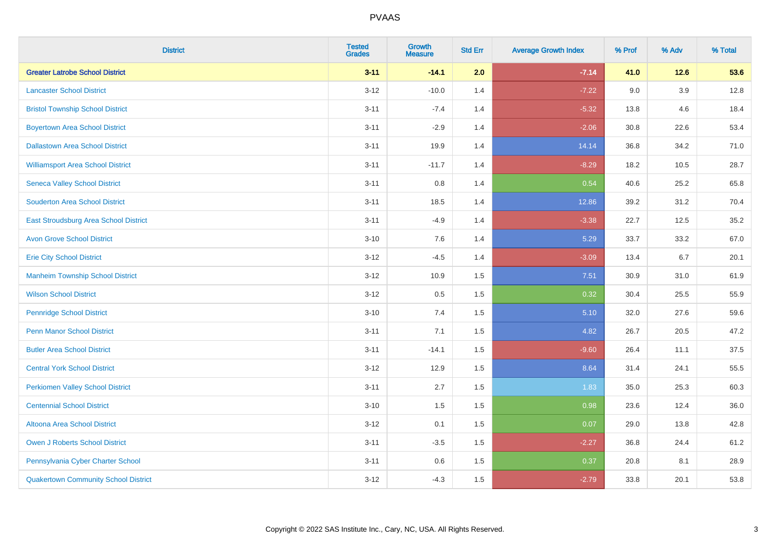# PVAAS

| District | Tested Grades | Growth Measure | Std Err | Average Growth Index | % Prof | % Adv | % Total |
|---|---|---|---|---|---|---|---|
| **Greater Latrobe School District** | **3-11** | **-14.1** | **2.0** | **-7.14** | **41.0** | **12.6** | **53.6** |
| Lancaster School District | 3-12 | -10.0 | 1.4 | -7.22 | 9.0 | 3.9 | 12.8 |
| Bristol Township School District | 3-11 | -7.4 | 1.4 | -5.32 | 13.8 | 4.6 | 18.4 |
| Boyertown Area School District | 3-11 | -2.9 | 1.4 | -2.06 | 30.8 | 22.6 | 53.4 |
| Dallastown Area School District | 3-11 | 19.9 | 1.4 | 14.14 | 36.8 | 34.2 | 71.0 |
| Williamsport Area School District | 3-11 | -11.7 | 1.4 | -8.29 | 18.2 | 10.5 | 28.7 |
| Seneca Valley School District | 3-11 | 0.8 | 1.4 | 0.54 | 40.6 | 25.2 | 65.8 |
| Souderton Area School District | 3-11 | 18.5 | 1.4 | 12.86 | 39.2 | 31.2 | 70.4 |
| East Stroudsburg Area School District | 3-11 | -4.9 | 1.4 | -3.38 | 22.7 | 12.5 | 35.2 |
| Avon Grove School District | 3-10 | 7.6 | 1.4 | 5.29 | 33.7 | 33.2 | 67.0 |
| Erie City School District | 3-12 | -4.5 | 1.4 | -3.09 | 13.4 | 6.7 | 20.1 |
| Manheim Township School District | 3-12 | 10.9 | 1.5 | 7.51 | 30.9 | 31.0 | 61.9 |
| Wilson School District | 3-12 | 0.5 | 1.5 | 0.32 | 30.4 | 25.5 | 55.9 |
| Pennridge School District | 3-10 | 7.4 | 1.5 | 5.10 | 32.0 | 27.6 | 59.6 |
| Penn Manor School District | 3-11 | 7.1 | 1.5 | 4.82 | 26.7 | 20.5 | 47.2 |
| Butler Area School District | 3-11 | -14.1 | 1.5 | -9.60 | 26.4 | 11.1 | 37.5 |
| Central York School District | 3-12 | 12.9 | 1.5 | 8.64 | 31.4 | 24.1 | 55.5 |
| Perkiomen Valley School District | 3-11 | 2.7 | 1.5 | 1.83 | 35.0 | 25.3 | 60.3 |
| Centennial School District | 3-10 | 1.5 | 1.5 | 0.98 | 23.6 | 12.4 | 36.0 |
| Altoona Area School District | 3-12 | 0.1 | 1.5 | 0.07 | 29.0 | 13.8 | 42.8 |
| Owen J Roberts School District | 3-11 | -3.5 | 1.5 | -2.27 | 36.8 | 24.4 | 61.2 |
| Pennsylvania Cyber Charter School | 3-11 | 0.6 | 1.5 | 0.37 | 20.8 | 8.1 | 28.9 |
| Quakertown Community School District | 3-12 | -4.3 | 1.5 | -2.79 | 33.8 | 20.1 | 53.8 |

Copyright © 2022 SAS Institute Inc., Cary, NC, USA. All Rights Reserved.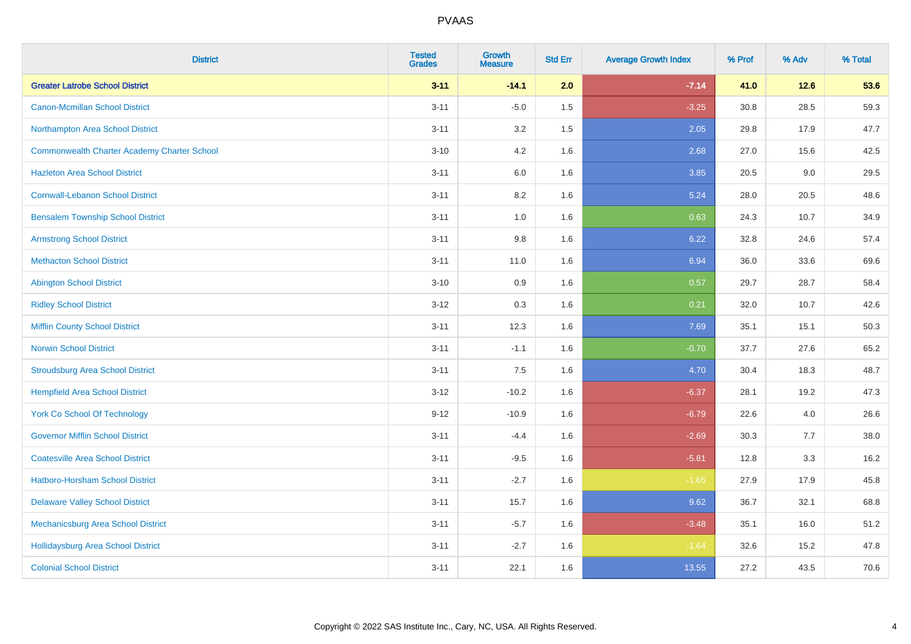# PVAAS

| District | Tested Grades | Growth Measure | Std Err | Average Growth Index | % Prof | % Adv | % Total |
|---|---|---|---|---|---|---|---|
| **Greater Latrobe School District** | **3-11** | **-14.1** | **2.0** | **-7.14** | **41.0** | **12.6** | **53.6** |
| Canon-Mcmillan School District | 3-11 | -5.0 | 1.5 | -3.25 | 30.8 | 28.5 | 59.3 |
| Northampton Area School District | 3-11 | 3.2 | 1.5 | 2.05 | 29.8 | 17.9 | 47.7 |
| Commonwealth Charter Academy Charter School | 3-10 | 4.2 | 1.6 | 2.68 | 27.0 | 15.6 | 42.5 |
| Hazleton Area School District | 3-11 | 6.0 | 1.6 | 3.85 | 20.5 | 9.0 | 29.5 |
| Cornwall-Lebanon School District | 3-11 | 8.2 | 1.6 | 5.24 | 28.0 | 20.5 | 48.6 |
| Bensalem Township School District | 3-11 | 1.0 | 1.6 | 0.63 | 24.3 | 10.7 | 34.9 |
| Armstrong School District | 3-11 | 9.8 | 1.6 | 6.22 | 32.8 | 24.6 | 57.4 |
| Methacton School District | 3-11 | 11.0 | 1.6 | 6.94 | 36.0 | 33.6 | 69.6 |
| Abington School District | 3-10 | 0.9 | 1.6 | 0.57 | 29.7 | 28.7 | 58.4 |
| Ridley School District | 3-12 | 0.3 | 1.6 | 0.21 | 32.0 | 10.7 | 42.6 |
| Mifflin County School District | 3-11 | 12.3 | 1.6 | 7.69 | 35.1 | 15.1 | 50.3 |
| Norwin School District | 3-11 | -1.1 | 1.6 | -0.70 | 37.7 | 27.6 | 65.2 |
| Stroudsburg Area School District | 3-11 | 7.5 | 1.6 | 4.70 | 30.4 | 18.3 | 48.7 |
| Hempfield Area School District | 3-12 | -10.2 | 1.6 | -6.37 | 28.1 | 19.2 | 47.3 |
| York Co School Of Technology | 9-12 | -10.9 | 1.6 | -6.79 | 22.6 | 4.0 | 26.6 |
| Governor Mifflin School District | 3-11 | -4.4 | 1.6 | -2.69 | 30.3 | 7.7 | 38.0 |
| Coatesville Area School District | 3-11 | -9.5 | 1.6 | -5.81 | 12.8 | 3.3 | 16.2 |
| Hatboro-Horsham School District | 3-11 | -2.7 | 1.6 | -1.65 | 27.9 | 17.9 | 45.8 |
| Delaware Valley School District | 3-11 | 15.7 | 1.6 | 9.62 | 36.7 | 32.1 | 68.8 |
| Mechanicsburg Area School District | 3-11 | -5.7 | 1.6 | -3.48 | 35.1 | 16.0 | 51.2 |
| Hollidaysburg Area School District | 3-11 | -2.7 | 1.6 | -1.64 | 32.6 | 15.2 | 47.8 |
| Colonial School District | 3-11 | 22.1 | 1.6 | 13.55 | 27.2 | 43.5 | 70.6 |

Copyright © 2022 SAS Institute Inc., Cary, NC, USA. All Rights Reserved.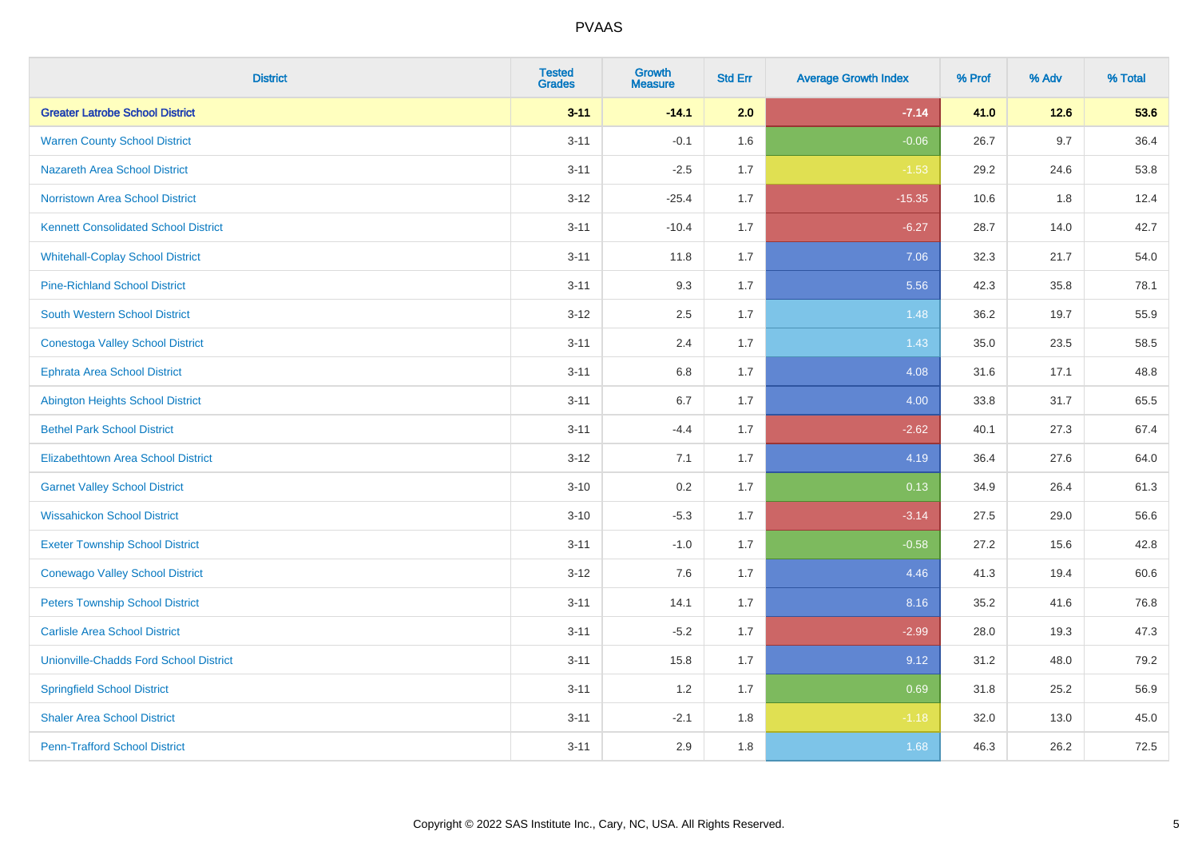# PVAAS

| District | Tested Grades | Growth Measure | Std Err | Average Growth Index | % Prof | % Adv | % Total |
|---|---|---|---|---|---|---|---|
| **Greater Latrobe School District** | **3-11** | **-14.1** | **2.0** | **-7.14** | **41.0** | **12.6** | **53.6** |
| Warren County School District | 3-11 | -0.1 | 1.6 | -0.06 | 26.7 | 9.7 | 36.4 |
| Nazareth Area School District | 3-11 | -2.5 | 1.7 | -1.53 | 29.2 | 24.6 | 53.8 |
| Norristown Area School District | 3-12 | -25.4 | 1.7 | -15.35 | 10.6 | 1.8 | 12.4 |
| Kennett Consolidated School District | 3-11 | -10.4 | 1.7 | -6.27 | 28.7 | 14.0 | 42.7 |
| Whitehall-Coplay School District | 3-11 | 11.8 | 1.7 | 7.06 | 32.3 | 21.7 | 54.0 |
| Pine-Richland School District | 3-11 | 9.3 | 1.7 | 5.56 | 42.3 | 35.8 | 78.1 |
| South Western School District | 3-12 | 2.5 | 1.7 | 1.48 | 36.2 | 19.7 | 55.9 |
| Conestoga Valley School District | 3-11 | 2.4 | 1.7 | 1.43 | 35.0 | 23.5 | 58.5 |
| Ephrata Area School District | 3-11 | 6.8 | 1.7 | 4.08 | 31.6 | 17.1 | 48.8 |
| Abington Heights School District | 3-11 | 6.7 | 1.7 | 4.00 | 33.8 | 31.7 | 65.5 |
| Bethel Park School District | 3-11 | -4.4 | 1.7 | -2.62 | 40.1 | 27.3 | 67.4 |
| Elizabethtown Area School District | 3-12 | 7.1 | 1.7 | 4.19 | 36.4 | 27.6 | 64.0 |
| Garnet Valley School District | 3-10 | 0.2 | 1.7 | 0.13 | 34.9 | 26.4 | 61.3 |
| Wissahickon School District | 3-10 | -5.3 | 1.7 | -3.14 | 27.5 | 29.0 | 56.6 |
| Exeter Township School District | 3-11 | -1.0 | 1.7 | -0.58 | 27.2 | 15.6 | 42.8 |
| Conewago Valley School District | 3-12 | 7.6 | 1.7 | 4.46 | 41.3 | 19.4 | 60.6 |
| Peters Township School District | 3-11 | 14.1 | 1.7 | 8.16 | 35.2 | 41.6 | 76.8 |
| Carlisle Area School District | 3-11 | -5.2 | 1.7 | -2.99 | 28.0 | 19.3 | 47.3 |
| Unionville-Chadds Ford School District | 3-11 | 15.8 | 1.7 | 9.12 | 31.2 | 48.0 | 79.2 |
| Springfield School District | 3-11 | 1.2 | 1.7 | 0.69 | 31.8 | 25.2 | 56.9 |
| Shaler Area School District | 3-11 | -2.1 | 1.8 | -1.18 | 32.0 | 13.0 | 45.0 |
| Penn-Trafford School District | 3-11 | 2.9 | 1.8 | 1.68 | 46.3 | 26.2 | 72.5 |

Copyright © 2022 SAS Institute Inc., Cary, NC, USA. All Rights Reserved.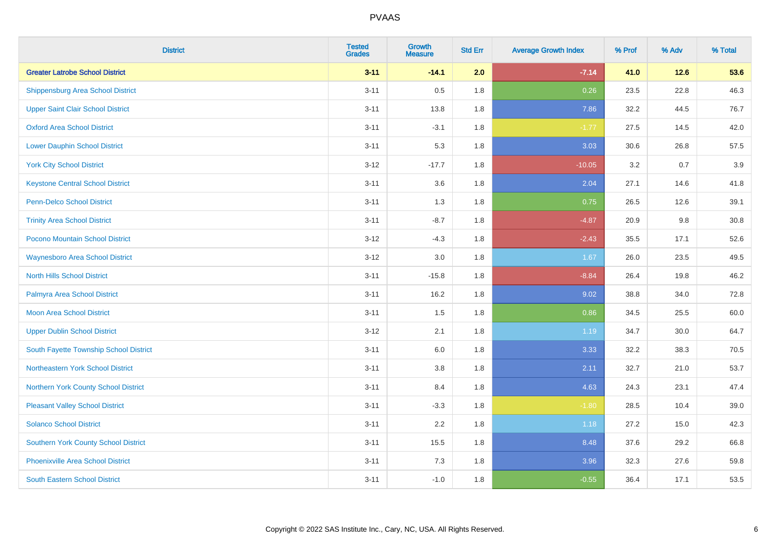| District | Tested Grades | Growth Measure | Std Err | Average Growth Index | % Prof | % Adv | % Total |
|---|---|---|---|---|---|---|---|
| **Greater Latrobe School District** | **3-11** | **-14.1** | **2.0** | **-7.14** | **41.0** | **12.6** | **53.6** |
| Shippensburg Area School District | 3-11 | 0.5 | 1.8 | 0.26 | 23.5 | 22.8 | 46.3 |
| Upper Saint Clair School District | 3-11 | 13.8 | 1.8 | 7.86 | 32.2 | 44.5 | 76.7 |
| Oxford Area School District | 3-11 | -3.1 | 1.8 | -1.77 | 27.5 | 14.5 | 42.0 |
| Lower Dauphin School District | 3-11 | 5.3 | 1.8 | 3.03 | 30.6 | 26.8 | 57.5 |
| York City School District | 3-12 | -17.7 | 1.8 | -10.05 | 3.2 | 0.7 | 3.9 |
| Keystone Central School District | 3-11 | 3.6 | 1.8 | 2.04 | 27.1 | 14.6 | 41.8 |
| Penn-Delco School District | 3-11 | 1.3 | 1.8 | 0.75 | 26.5 | 12.6 | 39.1 |
| Trinity Area School District | 3-11 | -8.7 | 1.8 | -4.87 | 20.9 | 9.8 | 30.8 |
| Pocono Mountain School District | 3-12 | -4.3 | 1.8 | -2.43 | 35.5 | 17.1 | 52.6 |
| Waynesboro Area School District | 3-12 | 3.0 | 1.8 | 1.67 | 26.0 | 23.5 | 49.5 |
| North Hills School District | 3-11 | -15.8 | 1.8 | -8.84 | 26.4 | 19.8 | 46.2 |
| Palmyra Area School District | 3-11 | 16.2 | 1.8 | 9.02 | 38.8 | 34.0 | 72.8 |
| Moon Area School District | 3-11 | 1.5 | 1.8 | 0.86 | 34.5 | 25.5 | 60.0 |
| Upper Dublin School District | 3-12 | 2.1 | 1.8 | 1.19 | 34.7 | 30.0 | 64.7 |
| South Fayette Township School District | 3-11 | 6.0 | 1.8 | 3.33 | 32.2 | 38.3 | 70.5 |
| Northeastern York School District | 3-11 | 3.8 | 1.8 | 2.11 | 32.7 | 21.0 | 53.7 |
| Northern York County School District | 3-11 | 8.4 | 1.8 | 4.63 | 24.3 | 23.1 | 47.4 |
| Pleasant Valley School District | 3-11 | -3.3 | 1.8 | -1.80 | 28.5 | 10.4 | 39.0 |
| Solanco School District | 3-11 | 2.2 | 1.8 | 1.18 | 27.2 | 15.0 | 42.3 |
| Southern York County School District | 3-11 | 15.5 | 1.8 | 8.48 | 37.6 | 29.2 | 66.8 |
| Phoenixville Area School District | 3-11 | 7.3 | 1.8 | 3.96 | 32.3 | 27.6 | 59.8 |
| South Eastern School District | 3-11 | -1.0 | 1.8 | -0.55 | 36.4 | 17.1 | 53.5 |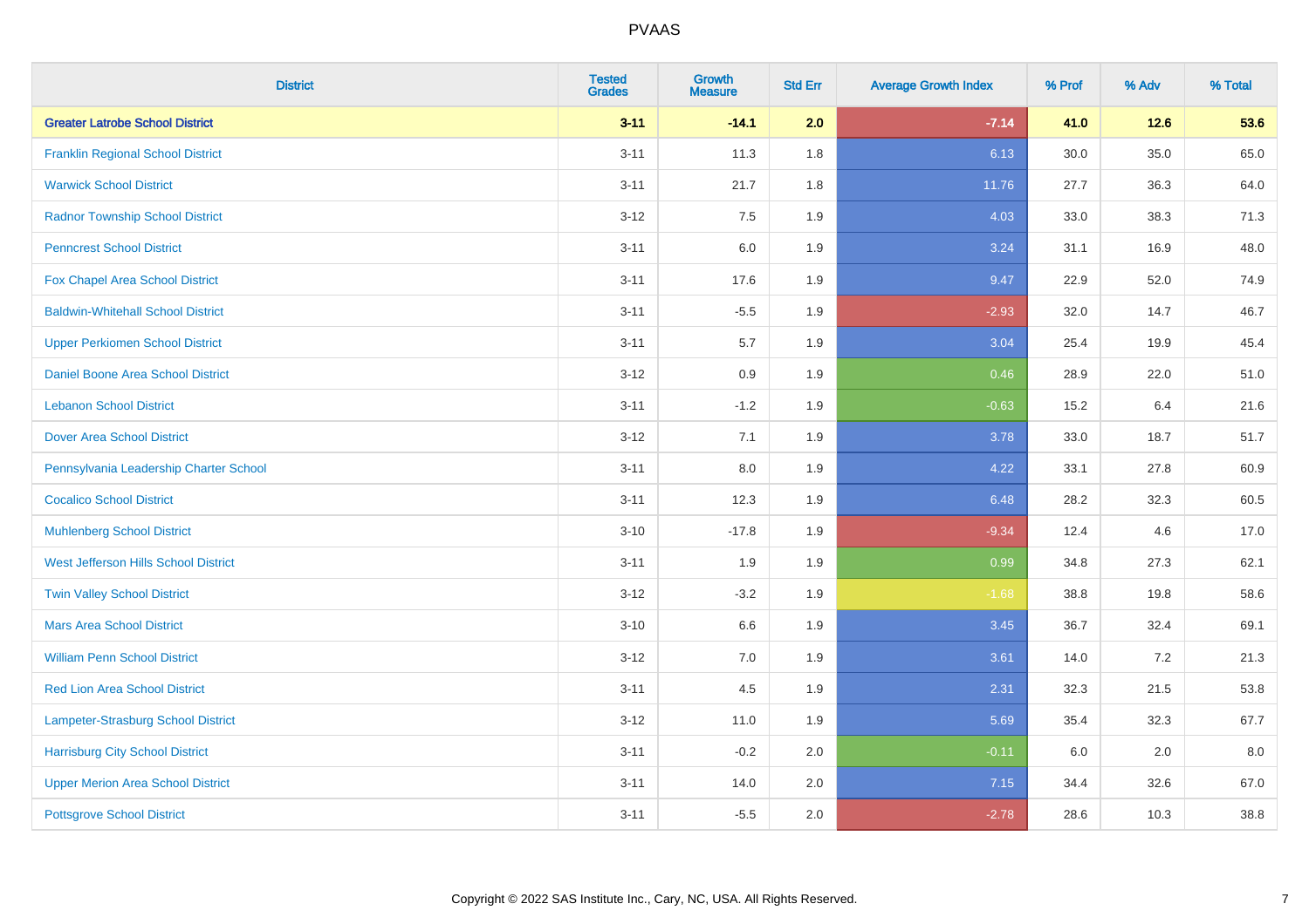| District | Tested Grades | Growth Measure | Std Err | Average Growth Index | % Prof | % Adv | % Total |
|---|---|---|---|---|---|---|---|
| **Greater Latrobe School District** | **3-11** | **-14.1** | **2.0** | **-7.14** | **41.0** | **12.6** | **53.6** |
| Franklin Regional School District | 3-11 | 11.3 | 1.8 | 6.13 | 30.0 | 35.0 | 65.0 |
| Warwick School District | 3-11 | 21.7 | 1.8 | 11.76 | 27.7 | 36.3 | 64.0 |
| Radnor Township School District | 3-12 | 7.5 | 1.9 | 4.03 | 33.0 | 38.3 | 71.3 |
| Penncrest School District | 3-11 | 6.0 | 1.9 | 3.24 | 31.1 | 16.9 | 48.0 |
| Fox Chapel Area School District | 3-11 | 17.6 | 1.9 | 9.47 | 22.9 | 52.0 | 74.9 |
| Baldwin-Whitehall School District | 3-11 | -5.5 | 1.9 | -2.93 | 32.0 | 14.7 | 46.7 |
| Upper Perkiomen School District | 3-11 | 5.7 | 1.9 | 3.04 | 25.4 | 19.9 | 45.4 |
| Daniel Boone Area School District | 3-12 | 0.9 | 1.9 | 0.46 | 28.9 | 22.0 | 51.0 |
| Lebanon School District | 3-11 | -1.2 | 1.9 | -0.63 | 15.2 | 6.4 | 21.6 |
| Dover Area School District | 3-12 | 7.1 | 1.9 | 3.78 | 33.0 | 18.7 | 51.7 |
| Pennsylvania Leadership Charter School | 3-11 | 8.0 | 1.9 | 4.22 | 33.1 | 27.8 | 60.9 |
| Cocalico School District | 3-11 | 12.3 | 1.9 | 6.48 | 28.2 | 32.3 | 60.5 |
| Muhlenberg School District | 3-10 | -17.8 | 1.9 | -9.34 | 12.4 | 4.6 | 17.0 |
| West Jefferson Hills School District | 3-11 | 1.9 | 1.9 | 0.99 | 34.8 | 27.3 | 62.1 |
| Twin Valley School District | 3-12 | -3.2 | 1.9 | -1.68 | 38.8 | 19.8 | 58.6 |
| Mars Area School District | 3-10 | 6.6 | 1.9 | 3.45 | 36.7 | 32.4 | 69.1 |
| William Penn School District | 3-12 | 7.0 | 1.9 | 3.61 | 14.0 | 7.2 | 21.3 |
| Red Lion Area School District | 3-11 | 4.5 | 1.9 | 2.31 | 32.3 | 21.5 | 53.8 |
| Lampeter-Strasburg School District | 3-12 | 11.0 | 1.9 | 5.69 | 35.4 | 32.3 | 67.7 |
| Harrisburg City School District | 3-11 | -0.2 | 2.0 | -0.11 | 6.0 | 2.0 | 8.0 |
| Upper Merion Area School District | 3-11 | 14.0 | 2.0 | 7.15 | 34.4 | 32.6 | 67.0 |
| Pottsgrove School District | 3-11 | -5.5 | 2.0 | -2.78 | 28.6 | 10.3 | 38.8 |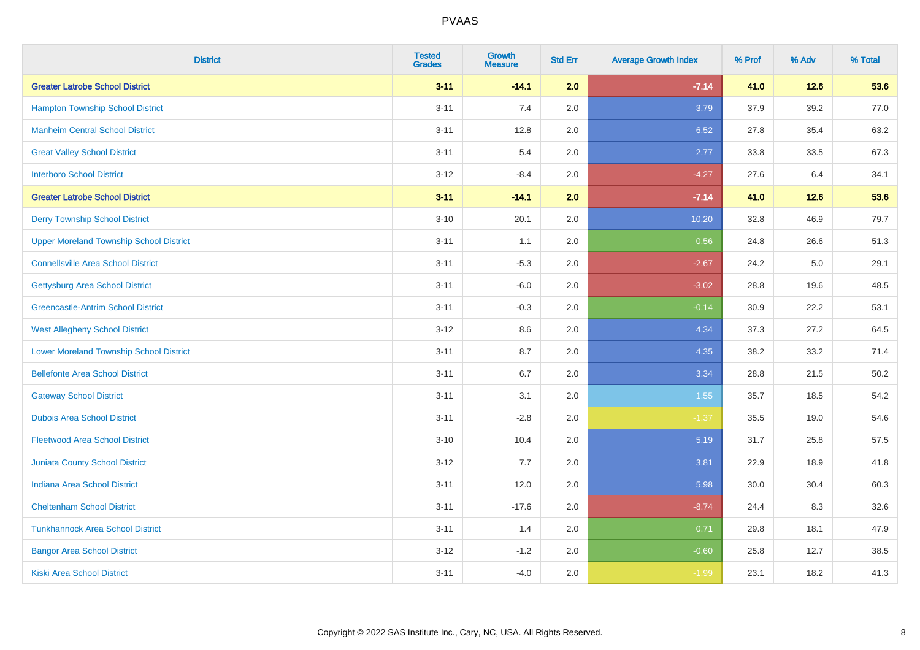| District | Tested Grades | Growth Measure | Std Err | Average Growth Index | % Prof | % Adv | % Total |
|---|---|---|---|---|---|---|---|
| **Greater Latrobe School District** | **3-11** | **-14.1** | **2.0** | **-7.14** | **41.0** | **12.6** | **53.6** |
| Hampton Township School District | 3-11 | 7.4 | 2.0 | 3.79 | 37.9 | 39.2 | 77.0 |
| Manheim Central School District | 3-11 | 12.8 | 2.0 | 6.52 | 27.8 | 35.4 | 63.2 |
| Great Valley School District | 3-11 | 5.4 | 2.0 | 2.77 | 33.8 | 33.5 | 67.3 |
| Interboro School District | 3-12 | -8.4 | 2.0 | -4.27 | 27.6 | 6.4 | 34.1 |
| **Greater Latrobe School District** | **3-11** | **-14.1** | **2.0** | **-7.14** | **41.0** | **12.6** | **53.6** |
| Derry Township School District | 3-10 | 20.1 | 2.0 | 10.20 | 32.8 | 46.9 | 79.7 |
| Upper Moreland Township School District | 3-11 | 1.1 | 2.0 | 0.56 | 24.8 | 26.6 | 51.3 |
| Connellsville Area School District | 3-11 | -5.3 | 2.0 | -2.67 | 24.2 | 5.0 | 29.1 |
| Gettysburg Area School District | 3-11 | -6.0 | 2.0 | -3.02 | 28.8 | 19.6 | 48.5 |
| Greencastle-Antrim School District | 3-11 | -0.3 | 2.0 | -0.14 | 30.9 | 22.2 | 53.1 |
| West Allegheny School District | 3-12 | 8.6 | 2.0 | 4.34 | 37.3 | 27.2 | 64.5 |
| Lower Moreland Township School District | 3-11 | 8.7 | 2.0 | 4.35 | 38.2 | 33.2 | 71.4 |
| Bellefonte Area School District | 3-11 | 6.7 | 2.0 | 3.34 | 28.8 | 21.5 | 50.2 |
| Gateway School District | 3-11 | 3.1 | 2.0 | 1.55 | 35.7 | 18.5 | 54.2 |
| Dubois Area School District | 3-11 | -2.8 | 2.0 | -1.37 | 35.5 | 19.0 | 54.6 |
| Fleetwood Area School District | 3-10 | 10.4 | 2.0 | 5.19 | 31.7 | 25.8 | 57.5 |
| Juniata County School District | 3-12 | 7.7 | 2.0 | 3.81 | 22.9 | 18.9 | 41.8 |
| Indiana Area School District | 3-11 | 12.0 | 2.0 | 5.98 | 30.0 | 30.4 | 60.3 |
| Cheltenham School District | 3-11 | -17.6 | 2.0 | -8.74 | 24.4 | 8.3 | 32.6 |
| Tunkhannock Area School District | 3-11 | 1.4 | 2.0 | 0.71 | 29.8 | 18.1 | 47.9 |
| Bangor Area School District | 3-12 | -1.2 | 2.0 | -0.60 | 25.8 | 12.7 | 38.5 |
| Kiski Area School District | 3-11 | -4.0 | 2.0 | -1.99 | 23.1 | 18.2 | 41.3 |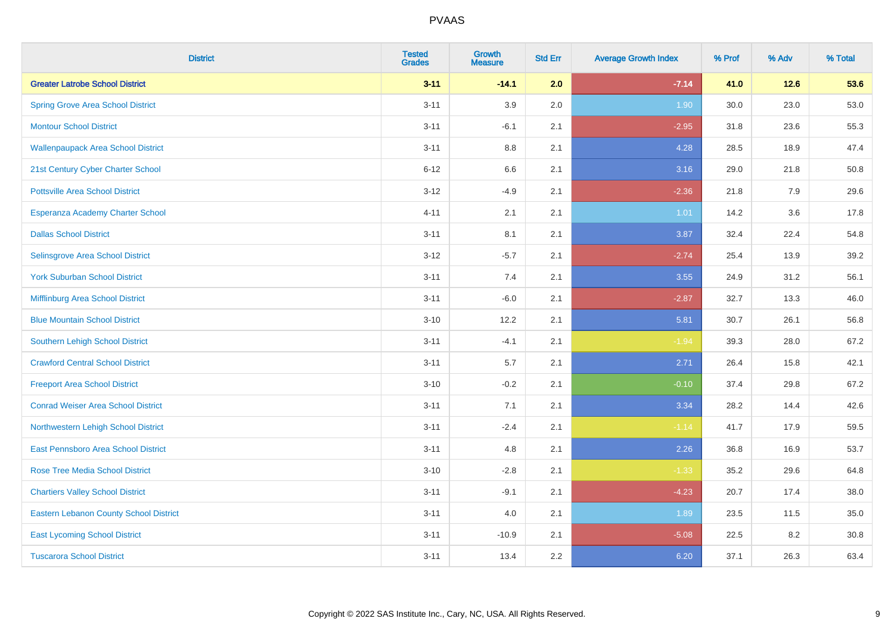# PVAAS

| District | Tested Grades | Growth Measure | Std Err | Average Growth Index | % Prof | % Adv | % Total |
|---|---|---|---|---|---|---|---|
| **Greater Latrobe School District** | **3-11** | **-14.1** | **2.0** | **-7.14** | **41.0** | **12.6** | **53.6** |
| Spring Grove Area School District | 3-11 | 3.9 | 2.0 | 1.90 | 30.0 | 23.0 | 53.0 |
| Montour School District | 3-11 | -6.1 | 2.1 | -2.95 | 31.8 | 23.6 | 55.3 |
| Wallenpaupack Area School District | 3-11 | 8.8 | 2.1 | 4.28 | 28.5 | 18.9 | 47.4 |
| 21st Century Cyber Charter School | 6-12 | 6.6 | 2.1 | 3.16 | 29.0 | 21.8 | 50.8 |
| Pottsville Area School District | 3-12 | -4.9 | 2.1 | -2.36 | 21.8 | 7.9 | 29.6 |
| Esperanza Academy Charter School | 4-11 | 2.1 | 2.1 | 1.01 | 14.2 | 3.6 | 17.8 |
| Dallas School District | 3-11 | 8.1 | 2.1 | 3.87 | 32.4 | 22.4 | 54.8 |
| Selinsgrove Area School District | 3-12 | -5.7 | 2.1 | -2.74 | 25.4 | 13.9 | 39.2 |
| York Suburban School District | 3-11 | 7.4 | 2.1 | 3.55 | 24.9 | 31.2 | 56.1 |
| Mifflinburg Area School District | 3-11 | -6.0 | 2.1 | -2.87 | 32.7 | 13.3 | 46.0 |
| Blue Mountain School District | 3-10 | 12.2 | 2.1 | 5.81 | 30.7 | 26.1 | 56.8 |
| Southern Lehigh School District | 3-11 | -4.1 | 2.1 | -1.94 | 39.3 | 28.0 | 67.2 |
| Crawford Central School District | 3-11 | 5.7 | 2.1 | 2.71 | 26.4 | 15.8 | 42.1 |
| Freeport Area School District | 3-10 | -0.2 | 2.1 | -0.10 | 37.4 | 29.8 | 67.2 |
| Conrad Weiser Area School District | 3-11 | 7.1 | 2.1 | 3.34 | 28.2 | 14.4 | 42.6 |
| Northwestern Lehigh School District | 3-11 | -2.4 | 2.1 | -1.14 | 41.7 | 17.9 | 59.5 |
| East Pennsboro Area School District | 3-11 | 4.8 | 2.1 | 2.26 | 36.8 | 16.9 | 53.7 |
| Rose Tree Media School District | 3-10 | -2.8 | 2.1 | -1.33 | 35.2 | 29.6 | 64.8 |
| Chartiers Valley School District | 3-11 | -9.1 | 2.1 | -4.23 | 20.7 | 17.4 | 38.0 |
| Eastern Lebanon County School District | 3-11 | 4.0 | 2.1 | 1.89 | 23.5 | 11.5 | 35.0 |
| East Lycoming School District | 3-11 | -10.9 | 2.1 | -5.08 | 22.5 | 8.2 | 30.8 |
| Tuscarora School District | 3-11 | 13.4 | 2.2 | 6.20 | 37.1 | 26.3 | 63.4 |

Copyright © 2022 SAS Institute Inc., Cary, NC, USA. All Rights Reserved.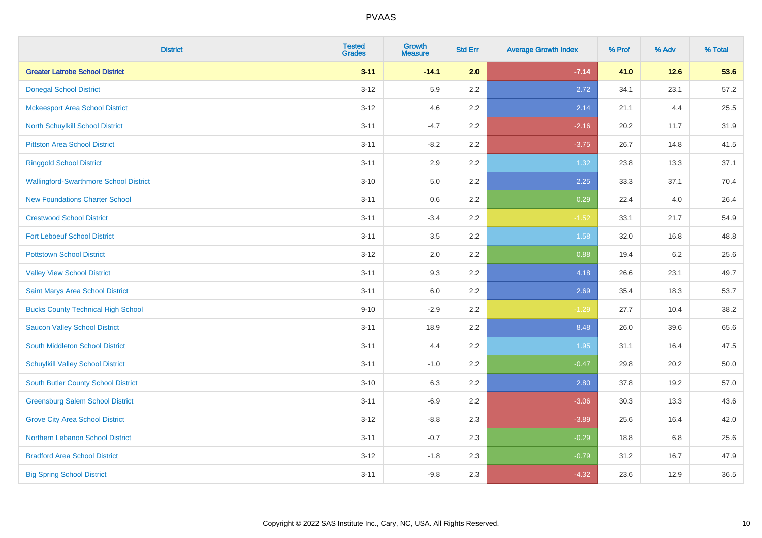| District | Tested Grades | Growth Measure | Std Err | Average Growth Index | % Prof | % Adv | % Total |
|---|---|---|---|---|---|---|---|
| **Greater Latrobe School District** | **3-11** | **-14.1** | **2.0** | **-7.14** | **41.0** | **12.6** | **53.6** |
| Donegal School District | 3-12 | 5.9 | 2.2 | 2.72 | 34.1 | 23.1 | 57.2 |
| Mckeesport Area School District | 3-12 | 4.6 | 2.2 | 2.14 | 21.1 | 4.4 | 25.5 |
| North Schuylkill School District | 3-11 | -4.7 | 2.2 | -2.16 | 20.2 | 11.7 | 31.9 |
| Pittston Area School District | 3-11 | -8.2 | 2.2 | -3.75 | 26.7 | 14.8 | 41.5 |
| Ringgold School District | 3-11 | 2.9 | 2.2 | 1.32 | 23.8 | 13.3 | 37.1 |
| Wallingford-Swarthmore School District | 3-10 | 5.0 | 2.2 | 2.25 | 33.3 | 37.1 | 70.4 |
| New Foundations Charter School | 3-11 | 0.6 | 2.2 | 0.29 | 22.4 | 4.0 | 26.4 |
| Crestwood School District | 3-11 | -3.4 | 2.2 | -1.52 | 33.1 | 21.7 | 54.9 |
| Fort Leboeuf School District | 3-11 | 3.5 | 2.2 | 1.58 | 32.0 | 16.8 | 48.8 |
| Pottstown School District | 3-12 | 2.0 | 2.2 | 0.88 | 19.4 | 6.2 | 25.6 |
| Valley View School District | 3-11 | 9.3 | 2.2 | 4.18 | 26.6 | 23.1 | 49.7 |
| Saint Marys Area School District | 3-11 | 6.0 | 2.2 | 2.69 | 35.4 | 18.3 | 53.7 |
| Bucks County Technical High School | 9-10 | -2.9 | 2.2 | -1.29 | 27.7 | 10.4 | 38.2 |
| Saucon Valley School District | 3-11 | 18.9 | 2.2 | 8.48 | 26.0 | 39.6 | 65.6 |
| South Middleton School District | 3-11 | 4.4 | 2.2 | 1.95 | 31.1 | 16.4 | 47.5 |
| Schuylkill Valley School District | 3-11 | -1.0 | 2.2 | -0.47 | 29.8 | 20.2 | 50.0 |
| South Butler County School District | 3-10 | 6.3 | 2.2 | 2.80 | 37.8 | 19.2 | 57.0 |
| Greensburg Salem School District | 3-11 | -6.9 | 2.2 | -3.06 | 30.3 | 13.3 | 43.6 |
| Grove City Area School District | 3-12 | -8.8 | 2.3 | -3.89 | 25.6 | 16.4 | 42.0 |
| Northern Lebanon School District | 3-11 | -0.7 | 2.3 | -0.29 | 18.8 | 6.8 | 25.6 |
| Bradford Area School District | 3-12 | -1.8 | 2.3 | -0.79 | 31.2 | 16.7 | 47.9 |
| Big Spring School District | 3-11 | -9.8 | 2.3 | -4.32 | 23.6 | 12.9 | 36.5 |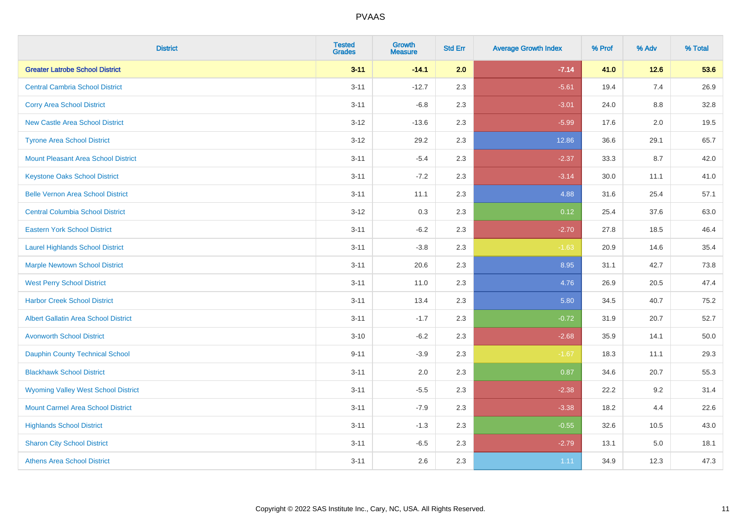# PVAAS

| District | Tested Grades | Growth Measure | Std Err | Average Growth Index | % Prof | % Adv | % Total |
|---|---|---|---|---|---|---|---|
| **Greater Latrobe School District** | **3-11** | **-14.1** | **2.0** | **-7.14** | **41.0** | **12.6** | **53.6** |
| Central Cambria School District | 3-11 | -12.7 | 2.3 | -5.61 | 19.4 | 7.4 | 26.9 |
| Corry Area School District | 3-11 | -6.8 | 2.3 | -3.01 | 24.0 | 8.8 | 32.8 |
| New Castle Area School District | 3-12 | -13.6 | 2.3 | -5.99 | 17.6 | 2.0 | 19.5 |
| Tyrone Area School District | 3-12 | 29.2 | 2.3 | 12.86 | 36.6 | 29.1 | 65.7 |
| Mount Pleasant Area School District | 3-11 | -5.4 | 2.3 | -2.37 | 33.3 | 8.7 | 42.0 |
| Keystone Oaks School District | 3-11 | -7.2 | 2.3 | -3.14 | 30.0 | 11.1 | 41.0 |
| Belle Vernon Area School District | 3-11 | 11.1 | 2.3 | 4.88 | 31.6 | 25.4 | 57.1 |
| Central Columbia School District | 3-12 | 0.3 | 2.3 | 0.12 | 25.4 | 37.6 | 63.0 |
| Eastern York School District | 3-11 | -6.2 | 2.3 | -2.70 | 27.8 | 18.5 | 46.4 |
| Laurel Highlands School District | 3-11 | -3.8 | 2.3 | -1.63 | 20.9 | 14.6 | 35.4 |
| Marple Newtown School District | 3-11 | 20.6 | 2.3 | 8.95 | 31.1 | 42.7 | 73.8 |
| West Perry School District | 3-11 | 11.0 | 2.3 | 4.76 | 26.9 | 20.5 | 47.4 |
| Harbor Creek School District | 3-11 | 13.4 | 2.3 | 5.80 | 34.5 | 40.7 | 75.2 |
| Albert Gallatin Area School District | 3-11 | -1.7 | 2.3 | -0.72 | 31.9 | 20.7 | 52.7 |
| Avonworth School District | 3-10 | -6.2 | 2.3 | -2.68 | 35.9 | 14.1 | 50.0 |
| Dauphin County Technical School | 9-11 | -3.9 | 2.3 | -1.67 | 18.3 | 11.1 | 29.3 |
| Blackhawk School District | 3-11 | 2.0 | 2.3 | 0.87 | 34.6 | 20.7 | 55.3 |
| Wyoming Valley West School District | 3-11 | -5.5 | 2.3 | -2.38 | 22.2 | 9.2 | 31.4 |
| Mount Carmel Area School District | 3-11 | -7.9 | 2.3 | -3.38 | 18.2 | 4.4 | 22.6 |
| Highlands School District | 3-11 | -1.3 | 2.3 | -0.55 | 32.6 | 10.5 | 43.0 |
| Sharon City School District | 3-11 | -6.5 | 2.3 | -2.79 | 13.1 | 5.0 | 18.1 |
| Athens Area School District | 3-11 | 2.6 | 2.3 | 1.11 | 34.9 | 12.3 | 47.3 |

Copyright © 2022 SAS Institute Inc., Cary, NC, USA. All Rights Reserved.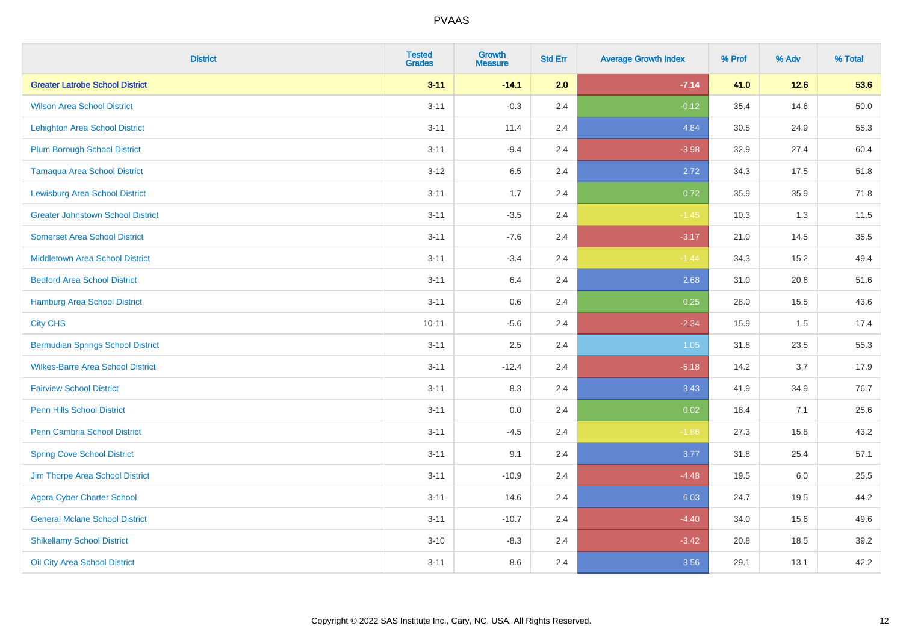# PVAAS

| District | Tested Grades | Growth Measure | Std Err | Average Growth Index | % Prof | % Adv | % Total |
|---|---|---|---|---|---|---|---|
| **Greater Latrobe School District** | **3-11** | **-14.1** | **2.0** | **-7.14** | **41.0** | **12.6** | **53.6** |
| Wilson Area School District | 3-11 | -0.3 | 2.4 | -0.12 | 35.4 | 14.6 | 50.0 |
| Lehighton Area School District | 3-11 | 11.4 | 2.4 | 4.84 | 30.5 | 24.9 | 55.3 |
| Plum Borough School District | 3-11 | -9.4 | 2.4 | -3.98 | 32.9 | 27.4 | 60.4 |
| Tamaqua Area School District | 3-12 | 6.5 | 2.4 | 2.72 | 34.3 | 17.5 | 51.8 |
| Lewisburg Area School District | 3-11 | 1.7 | 2.4 | 0.72 | 35.9 | 35.9 | 71.8 |
| Greater Johnstown School District | 3-11 | -3.5 | 2.4 | -1.45 | 10.3 | 1.3 | 11.5 |
| Somerset Area School District | 3-11 | -7.6 | 2.4 | -3.17 | 21.0 | 14.5 | 35.5 |
| Middletown Area School District | 3-11 | -3.4 | 2.4 | -1.44 | 34.3 | 15.2 | 49.4 |
| Bedford Area School District | 3-11 | 6.4 | 2.4 | 2.68 | 31.0 | 20.6 | 51.6 |
| Hamburg Area School District | 3-11 | 0.6 | 2.4 | 0.25 | 28.0 | 15.5 | 43.6 |
| City CHS | 10-11 | -5.6 | 2.4 | -2.34 | 15.9 | 1.5 | 17.4 |
| Bermudian Springs School District | 3-11 | 2.5 | 2.4 | 1.05 | 31.8 | 23.5 | 55.3 |
| Wilkes-Barre Area School District | 3-11 | -12.4 | 2.4 | -5.18 | 14.2 | 3.7 | 17.9 |
| Fairview School District | 3-11 | 8.3 | 2.4 | 3.43 | 41.9 | 34.9 | 76.7 |
| Penn Hills School District | 3-11 | 0.0 | 2.4 | 0.02 | 18.4 | 7.1 | 25.6 |
| Penn Cambria School District | 3-11 | -4.5 | 2.4 | -1.86 | 27.3 | 15.8 | 43.2 |
| Spring Cove School District | 3-11 | 9.1 | 2.4 | 3.77 | 31.8 | 25.4 | 57.1 |
| Jim Thorpe Area School District | 3-11 | -10.9 | 2.4 | -4.48 | 19.5 | 6.0 | 25.5 |
| Agora Cyber Charter School | 3-11 | 14.6 | 2.4 | 6.03 | 24.7 | 19.5 | 44.2 |
| General Mclane School District | 3-11 | -10.7 | 2.4 | -4.40 | 34.0 | 15.6 | 49.6 |
| Shikellamy School District | 3-10 | -8.3 | 2.4 | -3.42 | 20.8 | 18.5 | 39.2 |
| Oil City Area School District | 3-11 | 8.6 | 2.4 | 3.56 | 29.1 | 13.1 | 42.2 |

Copyright © 2022 SAS Institute Inc., Cary, NC, USA. All Rights Reserved.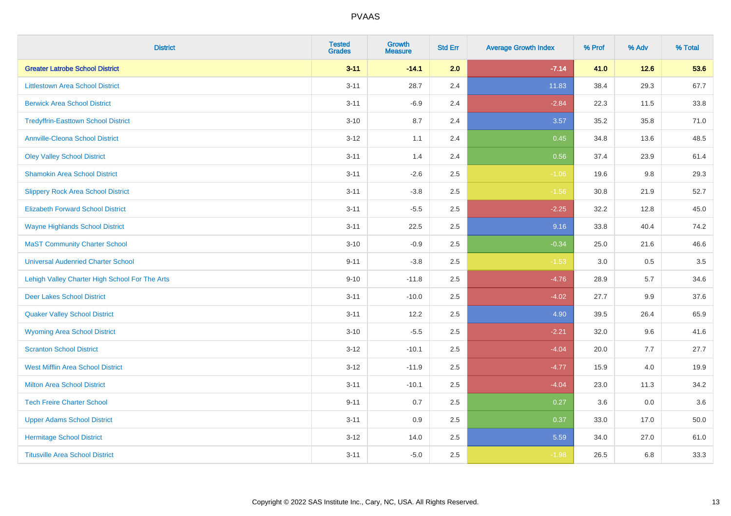| District | Tested Grades | Growth Measure | Std Err | Average Growth Index | % Prof | % Adv | % Total |
|---|---|---|---|---|---|---|---|
| **Greater Latrobe School District** | **3-11** | **-14.1** | **2.0** | **-7.14** | **41.0** | **12.6** | **53.6** |
| Littlestown Area School District | 3-11 | 28.7 | 2.4 | 11.83 | 38.4 | 29.3 | 67.7 |
| Berwick Area School District | 3-11 | -6.9 | 2.4 | -2.84 | 22.3 | 11.5 | 33.8 |
| Tredyffrin-Easttown School District | 3-10 | 8.7 | 2.4 | 3.57 | 35.2 | 35.8 | 71.0 |
| Annville-Cleona School District | 3-12 | 1.1 | 2.4 | 0.45 | 34.8 | 13.6 | 48.5 |
| Oley Valley School District | 3-11 | 1.4 | 2.4 | 0.56 | 37.4 | 23.9 | 61.4 |
| Shamokin Area School District | 3-11 | -2.6 | 2.5 | -1.06 | 19.6 | 9.8 | 29.3 |
| Slippery Rock Area School District | 3-11 | -3.8 | 2.5 | -1.56 | 30.8 | 21.9 | 52.7 |
| Elizabeth Forward School District | 3-11 | -5.5 | 2.5 | -2.25 | 32.2 | 12.8 | 45.0 |
| Wayne Highlands School District | 3-11 | 22.5 | 2.5 | 9.16 | 33.8 | 40.4 | 74.2 |
| MaST Community Charter School | 3-10 | -0.9 | 2.5 | -0.34 | 25.0 | 21.6 | 46.6 |
| Universal Audenried Charter School | 9-11 | -3.8 | 2.5 | -1.53 | 3.0 | 0.5 | 3.5 |
| Lehigh Valley Charter High School For The Arts | 9-10 | -11.8 | 2.5 | -4.76 | 28.9 | 5.7 | 34.6 |
| Deer Lakes School District | 3-11 | -10.0 | 2.5 | -4.02 | 27.7 | 9.9 | 37.6 |
| Quaker Valley School District | 3-11 | 12.2 | 2.5 | 4.90 | 39.5 | 26.4 | 65.9 |
| Wyoming Area School District | 3-10 | -5.5 | 2.5 | -2.21 | 32.0 | 9.6 | 41.6 |
| Scranton School District | 3-12 | -10.1 | 2.5 | -4.04 | 20.0 | 7.7 | 27.7 |
| West Mifflin Area School District | 3-12 | -11.9 | 2.5 | -4.77 | 15.9 | 4.0 | 19.9 |
| Milton Area School District | 3-11 | -10.1 | 2.5 | -4.04 | 23.0 | 11.3 | 34.2 |
| Tech Freire Charter School | 9-11 | 0.7 | 2.5 | 0.27 | 3.6 | 0.0 | 3.6 |
| Upper Adams School District | 3-11 | 0.9 | 2.5 | 0.37 | 33.0 | 17.0 | 50.0 |
| Hermitage School District | 3-12 | 14.0 | 2.5 | 5.59 | 34.0 | 27.0 | 61.0 |
| Titusville Area School District | 3-11 | -5.0 | 2.5 | -1.98 | 26.5 | 6.8 | 33.3 |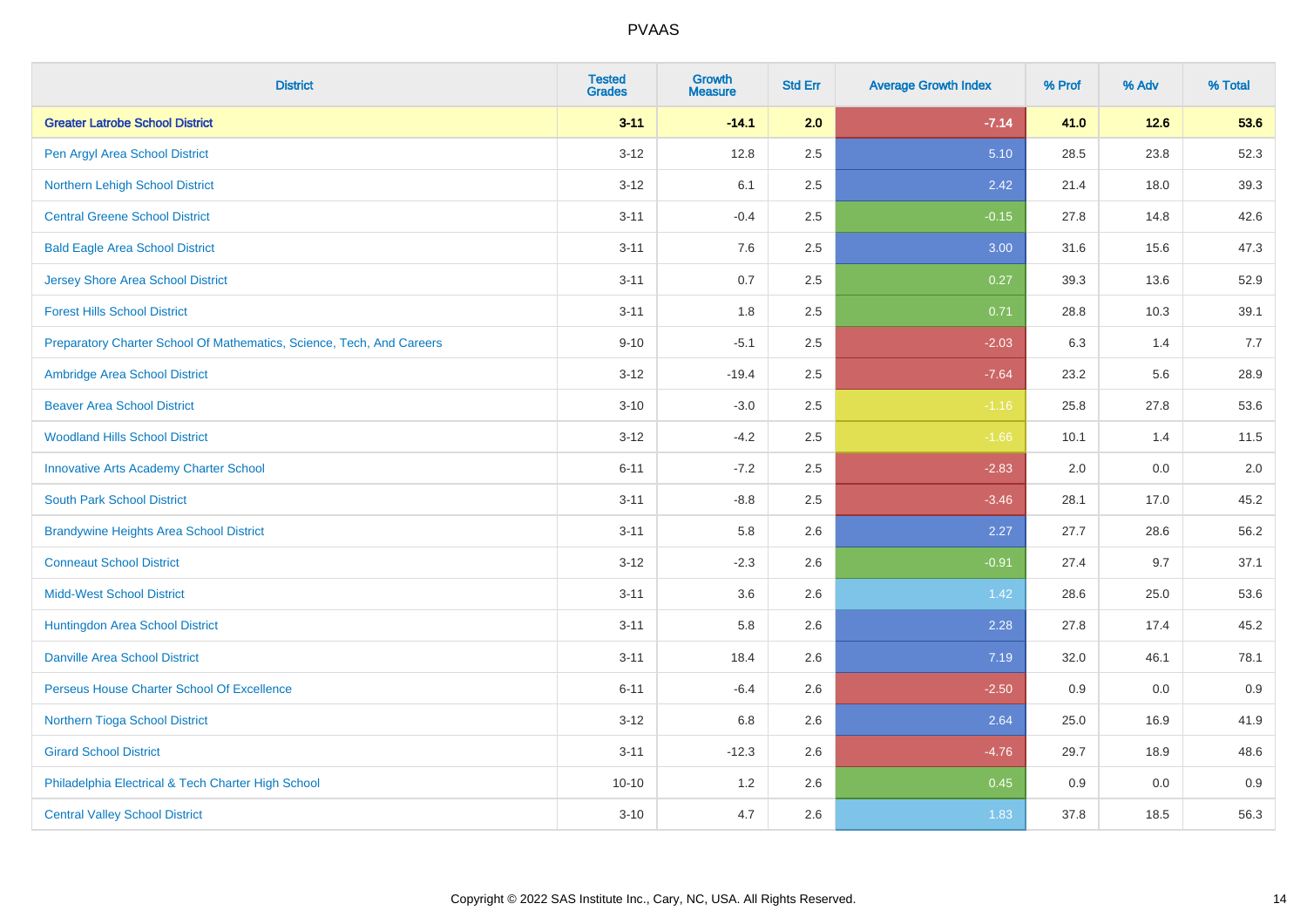| District | Tested Grades | Growth Measure | Std Err | Average Growth Index | % Prof | % Adv | % Total |
|---|---|---|---|---|---|---|---|
| **Greater Latrobe School District** | **3-11** | **-14.1** | **2.0** | **-7.14** | **41.0** | **12.6** | **53.6** |
| Pen Argyl Area School District | 3-12 | 12.8 | 2.5 | 5.10 | 28.5 | 23.8 | 52.3 |
| Northern Lehigh School District | 3-12 | 6.1 | 2.5 | 2.42 | 21.4 | 18.0 | 39.3 |
| Central Greene School District | 3-11 | -0.4 | 2.5 | -0.15 | 27.8 | 14.8 | 42.6 |
| Bald Eagle Area School District | 3-11 | 7.6 | 2.5 | 3.00 | 31.6 | 15.6 | 47.3 |
| Jersey Shore Area School District | 3-11 | 0.7 | 2.5 | 0.27 | 39.3 | 13.6 | 52.9 |
| Forest Hills School District | 3-11 | 1.8 | 2.5 | 0.71 | 28.8 | 10.3 | 39.1 |
| Preparatory Charter School Of Mathematics, Science, Tech, And Careers | 9-10 | -5.1 | 2.5 | -2.03 | 6.3 | 1.4 | 7.7 |
| Ambridge Area School District | 3-12 | -19.4 | 2.5 | -7.64 | 23.2 | 5.6 | 28.9 |
| Beaver Area School District | 3-10 | -3.0 | 2.5 | -1.16 | 25.8 | 27.8 | 53.6 |
| Woodland Hills School District | 3-12 | -4.2 | 2.5 | -1.66 | 10.1 | 1.4 | 11.5 |
| Innovative Arts Academy Charter School | 6-11 | -7.2 | 2.5 | -2.83 | 2.0 | 0.0 | 2.0 |
| South Park School District | 3-11 | -8.8 | 2.5 | -3.46 | 28.1 | 17.0 | 45.2 |
| Brandywine Heights Area School District | 3-11 | 5.8 | 2.6 | 2.27 | 27.7 | 28.6 | 56.2 |
| Conneaut School District | 3-12 | -2.3 | 2.6 | -0.91 | 27.4 | 9.7 | 37.1 |
| Midd-West School District | 3-11 | 3.6 | 2.6 | 1.42 | 28.6 | 25.0 | 53.6 |
| Huntingdon Area School District | 3-11 | 5.8 | 2.6 | 2.28 | 27.8 | 17.4 | 45.2 |
| Danville Area School District | 3-11 | 18.4 | 2.6 | 7.19 | 32.0 | 46.1 | 78.1 |
| Perseus House Charter School Of Excellence | 6-11 | -6.4 | 2.6 | -2.50 | 0.9 | 0.0 | 0.9 |
| Northern Tioga School District | 3-12 | 6.8 | 2.6 | 2.64 | 25.0 | 16.9 | 41.9 |
| Girard School District | 3-11 | -12.3 | 2.6 | -4.76 | 29.7 | 18.9 | 48.6 |
| Philadelphia Electrical & Tech Charter High School | 10-10 | 1.2 | 2.6 | 0.45 | 0.9 | 0.0 | 0.9 |
| Central Valley School District | 3-10 | 4.7 | 2.6 | 1.83 | 37.8 | 18.5 | 56.3 |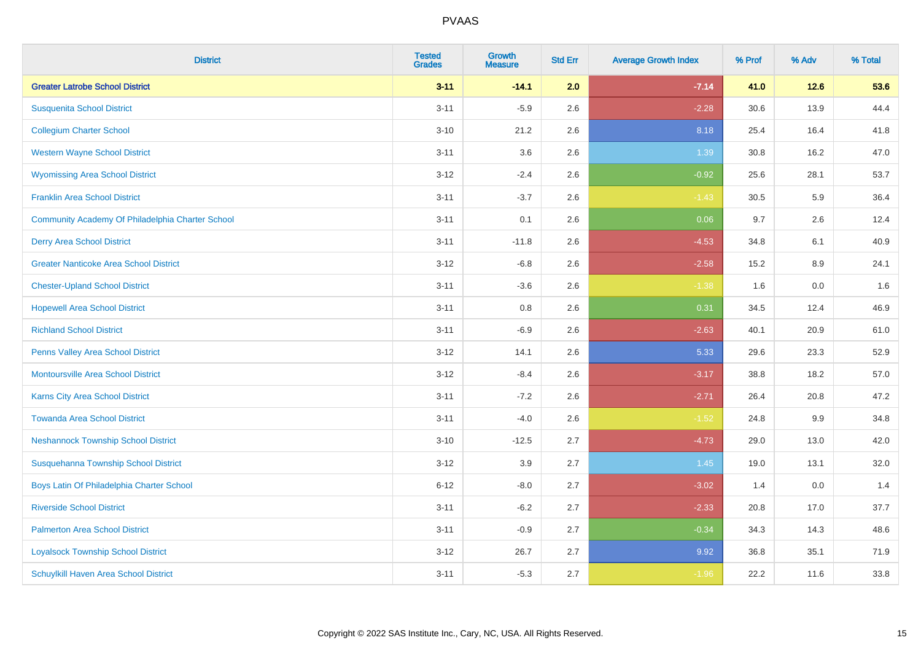# PVAAS

| District | Tested Grades | Growth Measure | Std Err | Average Growth Index | % Prof | % Adv | % Total |
|---|---|---|---|---|---|---|---|
| **Greater Latrobe School District** | **3-11** | **-14.1** | **2.0** | **-7.14** | **41.0** | **12.6** | **53.6** |
| Susquenita School District | 3-11 | -5.9 | 2.6 | -2.28 | 30.6 | 13.9 | 44.4 |
| Collegium Charter School | 3-10 | 21.2 | 2.6 | 8.18 | 25.4 | 16.4 | 41.8 |
| Western Wayne School District | 3-11 | 3.6 | 2.6 | 1.39 | 30.8 | 16.2 | 47.0 |
| Wyomissing Area School District | 3-12 | -2.4 | 2.6 | -0.92 | 25.6 | 28.1 | 53.7 |
| Franklin Area School District | 3-11 | -3.7 | 2.6 | -1.43 | 30.5 | 5.9 | 36.4 |
| Community Academy Of Philadelphia Charter School | 3-11 | 0.1 | 2.6 | 0.06 | 9.7 | 2.6 | 12.4 |
| Derry Area School District | 3-11 | -11.8 | 2.6 | -4.53 | 34.8 | 6.1 | 40.9 |
| Greater Nanticoke Area School District | 3-12 | -6.8 | 2.6 | -2.58 | 15.2 | 8.9 | 24.1 |
| Chester-Upland School District | 3-11 | -3.6 | 2.6 | -1.38 | 1.6 | 0.0 | 1.6 |
| Hopewell Area School District | 3-11 | 0.8 | 2.6 | 0.31 | 34.5 | 12.4 | 46.9 |
| Richland School District | 3-11 | -6.9 | 2.6 | -2.63 | 40.1 | 20.9 | 61.0 |
| Penns Valley Area School District | 3-12 | 14.1 | 2.6 | 5.33 | 29.6 | 23.3 | 52.9 |
| Montoursville Area School District | 3-12 | -8.4 | 2.6 | -3.17 | 38.8 | 18.2 | 57.0 |
| Karns City Area School District | 3-11 | -7.2 | 2.6 | -2.71 | 26.4 | 20.8 | 47.2 |
| Towanda Area School District | 3-11 | -4.0 | 2.6 | -1.52 | 24.8 | 9.9 | 34.8 |
| Neshannock Township School District | 3-10 | -12.5 | 2.7 | -4.73 | 29.0 | 13.0 | 42.0 |
| Susquehanna Township School District | 3-12 | 3.9 | 2.7 | 1.45 | 19.0 | 13.1 | 32.0 |
| Boys Latin Of Philadelphia Charter School | 6-12 | -8.0 | 2.7 | -3.02 | 1.4 | 0.0 | 1.4 |
| Riverside School District | 3-11 | -6.2 | 2.7 | -2.33 | 20.8 | 17.0 | 37.7 |
| Palmerton Area School District | 3-11 | -0.9 | 2.7 | -0.34 | 34.3 | 14.3 | 48.6 |
| Loyalsock Township School District | 3-12 | 26.7 | 2.7 | 9.92 | 36.8 | 35.1 | 71.9 |
| Schuylkill Haven Area School District | 3-11 | -5.3 | 2.7 | -1.96 | 22.2 | 11.6 | 33.8 |

Copyright © 2022 SAS Institute Inc., Cary, NC, USA. All Rights Reserved.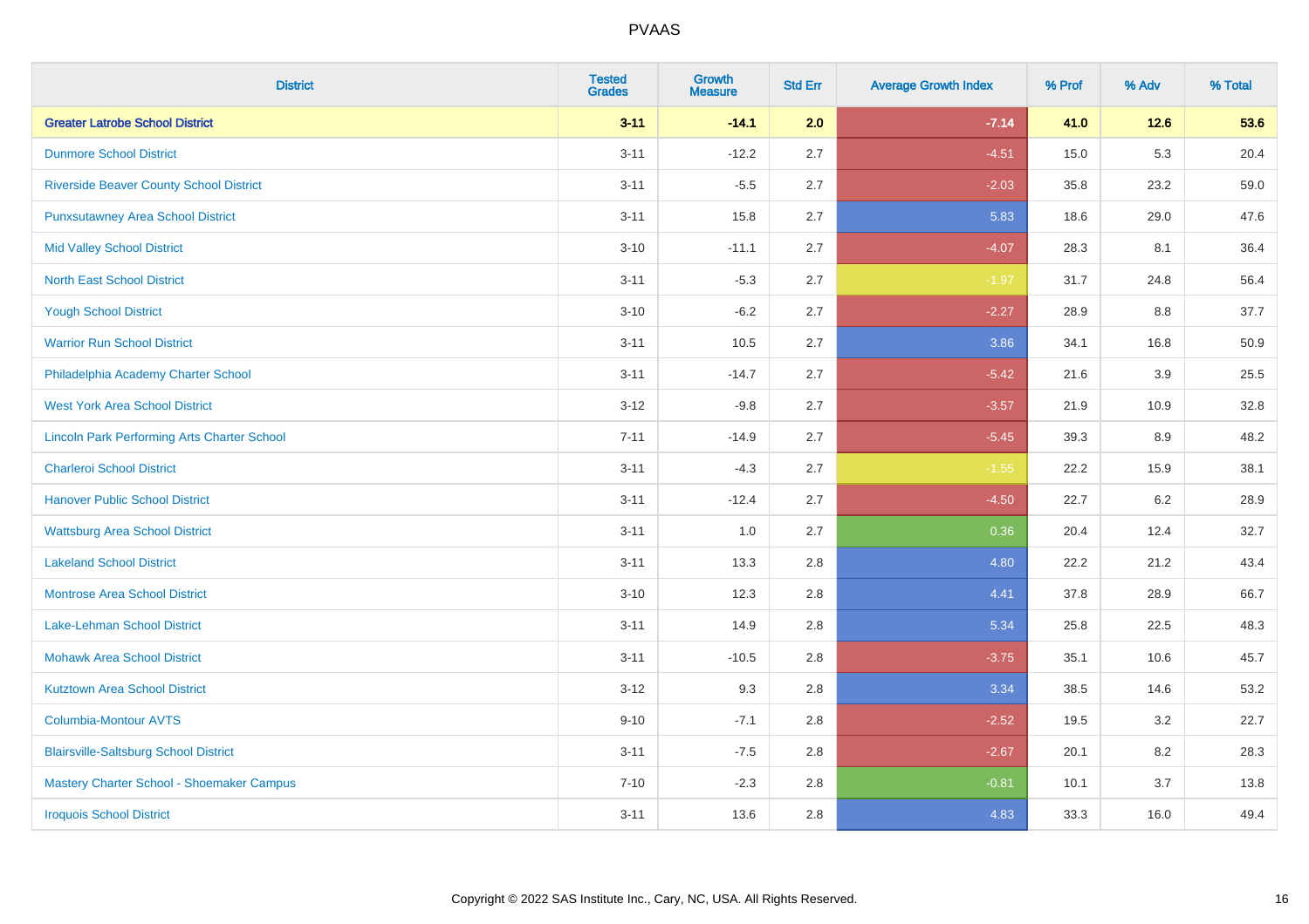| District | Tested Grades | Growth Measure | Std Err | Average Growth Index | % Prof | % Adv | % Total |
|---|---|---|---|---|---|---|---|
| **Greater Latrobe School District** | **3-11** | **-14.1** | **2.0** | **-7.14** | **41.0** | **12.6** | **53.6** |
| Dunmore School District | 3-11 | -12.2 | 2.7 | -4.51 | 15.0 | 5.3 | 20.4 |
| Riverside Beaver County School District | 3-11 | -5.5 | 2.7 | -2.03 | 35.8 | 23.2 | 59.0 |
| Punxsutawney Area School District | 3-11 | 15.8 | 2.7 | 5.83 | 18.6 | 29.0 | 47.6 |
| Mid Valley School District | 3-10 | -11.1 | 2.7 | -4.07 | 28.3 | 8.1 | 36.4 |
| North East School District | 3-11 | -5.3 | 2.7 | -1.97 | 31.7 | 24.8 | 56.4 |
| Yough School District | 3-10 | -6.2 | 2.7 | -2.27 | 28.9 | 8.8 | 37.7 |
| Warrior Run School District | 3-11 | 10.5 | 2.7 | 3.86 | 34.1 | 16.8 | 50.9 |
| Philadelphia Academy Charter School | 3-11 | -14.7 | 2.7 | -5.42 | 21.6 | 3.9 | 25.5 |
| West York Area School District | 3-12 | -9.8 | 2.7 | -3.57 | 21.9 | 10.9 | 32.8 |
| Lincoln Park Performing Arts Charter School | 7-11 | -14.9 | 2.7 | -5.45 | 39.3 | 8.9 | 48.2 |
| Charleroi School District | 3-11 | -4.3 | 2.7 | -1.55 | 22.2 | 15.9 | 38.1 |
| Hanover Public School District | 3-11 | -12.4 | 2.7 | -4.50 | 22.7 | 6.2 | 28.9 |
| Wattsburg Area School District | 3-11 | 1.0 | 2.7 | 0.36 | 20.4 | 12.4 | 32.7 |
| Lakeland School District | 3-11 | 13.3 | 2.8 | 4.80 | 22.2 | 21.2 | 43.4 |
| Montrose Area School District | 3-10 | 12.3 | 2.8 | 4.41 | 37.8 | 28.9 | 66.7 |
| Lake-Lehman School District | 3-11 | 14.9 | 2.8 | 5.34 | 25.8 | 22.5 | 48.3 |
| Mohawk Area School District | 3-11 | -10.5 | 2.8 | -3.75 | 35.1 | 10.6 | 45.7 |
| Kutztown Area School District | 3-12 | 9.3 | 2.8 | 3.34 | 38.5 | 14.6 | 53.2 |
| Columbia-Montour AVTS | 9-10 | -7.1 | 2.8 | -2.52 | 19.5 | 3.2 | 22.7 |
| Blairsville-Saltsburg School District | 3-11 | -7.5 | 2.8 | -2.67 | 20.1 | 8.2 | 28.3 |
| Mastery Charter School - Shoemaker Campus | 7-10 | -2.3 | 2.8 | -0.81 | 10.1 | 3.7 | 13.8 |
| Iroquois School District | 3-11 | 13.6 | 2.8 | 4.83 | 33.3 | 16.0 | 49.4 |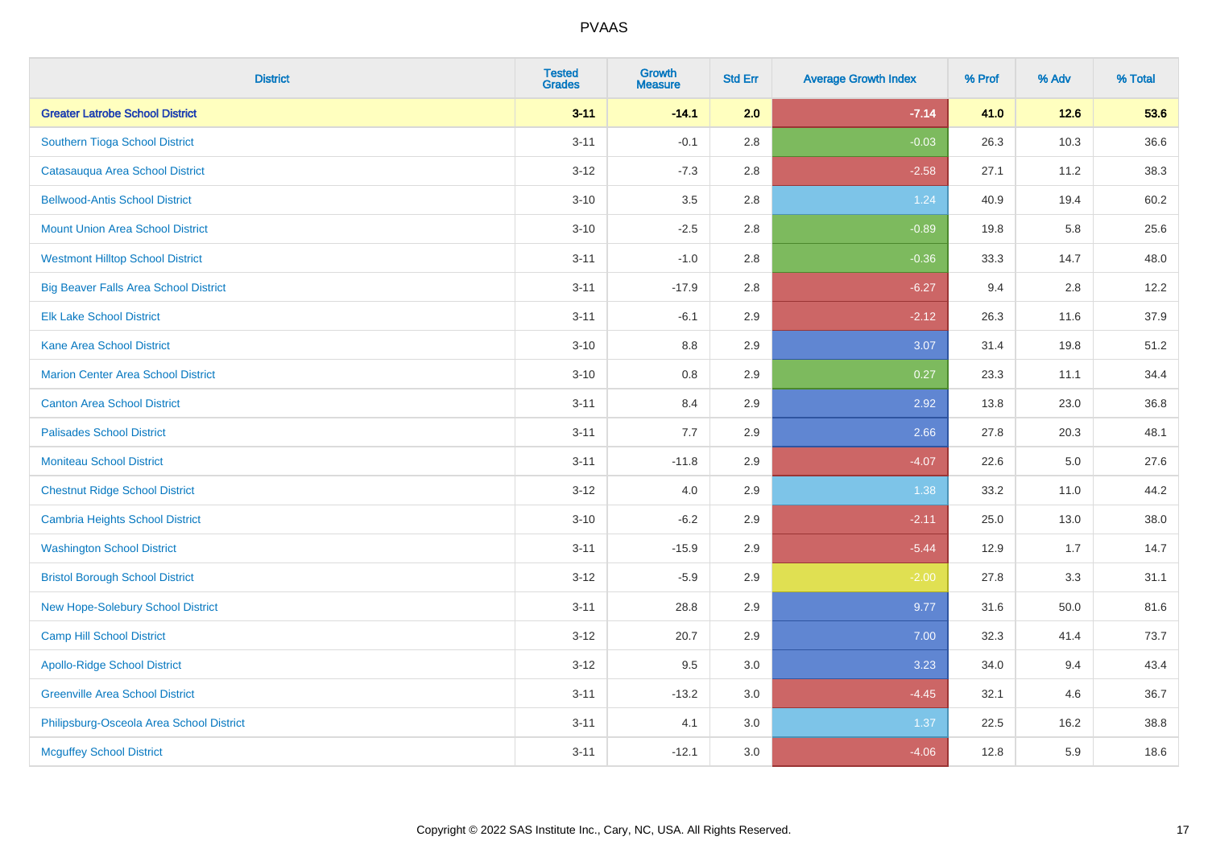# PVAAS

| District | Tested Grades | Growth Measure | Std Err | Average Growth Index | % Prof | % Adv | % Total |
|---|---|---|---|---|---|---|---|
| **Greater Latrobe School District** | **3-11** | **-14.1** | **2.0** | **-7.14** | **41.0** | **12.6** | **53.6** |
| Southern Tioga School District | 3-11 | -0.1 | 2.8 | -0.03 | 26.3 | 10.3 | 36.6 |
| Catasauqua Area School District | 3-12 | -7.3 | 2.8 | -2.58 | 27.1 | 11.2 | 38.3 |
| Bellwood-Antis School District | 3-10 | 3.5 | 2.8 | 1.24 | 40.9 | 19.4 | 60.2 |
| Mount Union Area School District | 3-10 | -2.5 | 2.8 | -0.89 | 19.8 | 5.8 | 25.6 |
| Westmont Hilltop School District | 3-11 | -1.0 | 2.8 | -0.36 | 33.3 | 14.7 | 48.0 |
| Big Beaver Falls Area School District | 3-11 | -17.9 | 2.8 | -6.27 | 9.4 | 2.8 | 12.2 |
| Elk Lake School District | 3-11 | -6.1 | 2.9 | -2.12 | 26.3 | 11.6 | 37.9 |
| Kane Area School District | 3-10 | 8.8 | 2.9 | 3.07 | 31.4 | 19.8 | 51.2 |
| Marion Center Area School District | 3-10 | 0.8 | 2.9 | 0.27 | 23.3 | 11.1 | 34.4 |
| Canton Area School District | 3-11 | 8.4 | 2.9 | 2.92 | 13.8 | 23.0 | 36.8 |
| Palisades School District | 3-11 | 7.7 | 2.9 | 2.66 | 27.8 | 20.3 | 48.1 |
| Moniteau School District | 3-11 | -11.8 | 2.9 | -4.07 | 22.6 | 5.0 | 27.6 |
| Chestnut Ridge School District | 3-12 | 4.0 | 2.9 | 1.38 | 33.2 | 11.0 | 44.2 |
| Cambria Heights School District | 3-10 | -6.2 | 2.9 | -2.11 | 25.0 | 13.0 | 38.0 |
| Washington School District | 3-11 | -15.9 | 2.9 | -5.44 | 12.9 | 1.7 | 14.7 |
| Bristol Borough School District | 3-12 | -5.9 | 2.9 | -2.00 | 27.8 | 3.3 | 31.1 |
| New Hope-Solebury School District | 3-11 | 28.8 | 2.9 | 9.77 | 31.6 | 50.0 | 81.6 |
| Camp Hill School District | 3-12 | 20.7 | 2.9 | 7.00 | 32.3 | 41.4 | 73.7 |
| Apollo-Ridge School District | 3-12 | 9.5 | 3.0 | 3.23 | 34.0 | 9.4 | 43.4 |
| Greenville Area School District | 3-11 | -13.2 | 3.0 | -4.45 | 32.1 | 4.6 | 36.7 |
| Philipsburg-Osceola Area School District | 3-11 | 4.1 | 3.0 | 1.37 | 22.5 | 16.2 | 38.8 |
| Mcguffey School District | 3-11 | -12.1 | 3.0 | -4.06 | 12.8 | 5.9 | 18.6 |

Copyright © 2022 SAS Institute Inc., Cary, NC, USA. All Rights Reserved.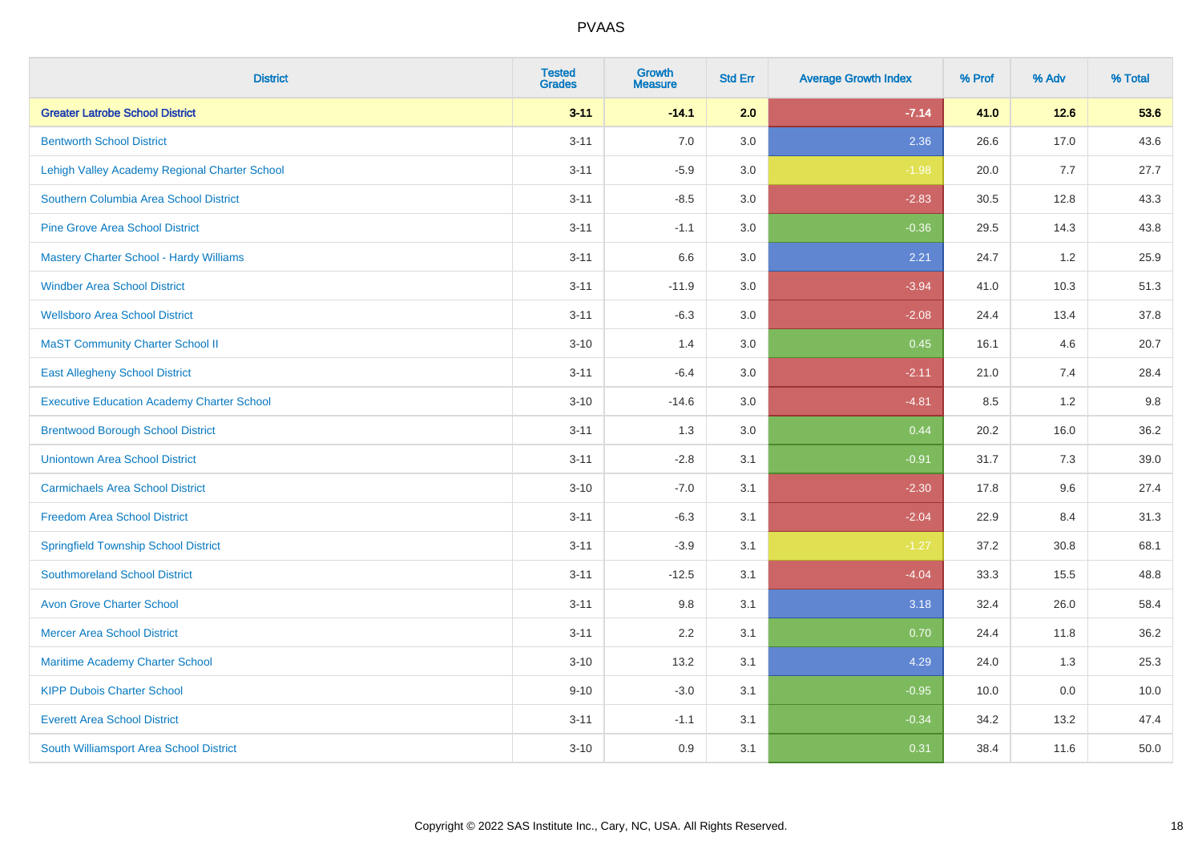# PVAAS

| District | Tested Grades | Growth Measure | Std Err | Average Growth Index | % Prof | % Adv | % Total |
|---|---|---|---|---|---|---|---|
| **Greater Latrobe School District** | **3-11** | **-14.1** | **2.0** | **-7.14** | **41.0** | **12.6** | **53.6** |
| Bentworth School District | 3-11 | 7.0 | 3.0 | 2.36 | 26.6 | 17.0 | 43.6 |
| Lehigh Valley Academy Regional Charter School | 3-11 | -5.9 | 3.0 | -1.98 | 20.0 | 7.7 | 27.7 |
| Southern Columbia Area School District | 3-11 | -8.5 | 3.0 | -2.83 | 30.5 | 12.8 | 43.3 |
| Pine Grove Area School District | 3-11 | -1.1 | 3.0 | -0.36 | 29.5 | 14.3 | 43.8 |
| Mastery Charter School - Hardy Williams | 3-11 | 6.6 | 3.0 | 2.21 | 24.7 | 1.2 | 25.9 |
| Windber Area School District | 3-11 | -11.9 | 3.0 | -3.94 | 41.0 | 10.3 | 51.3 |
| Wellsboro Area School District | 3-11 | -6.3 | 3.0 | -2.08 | 24.4 | 13.4 | 37.8 |
| MaST Community Charter School II | 3-10 | 1.4 | 3.0 | 0.45 | 16.1 | 4.6 | 20.7 |
| East Allegheny School District | 3-11 | -6.4 | 3.0 | -2.11 | 21.0 | 7.4 | 28.4 |
| Executive Education Academy Charter School | 3-10 | -14.6 | 3.0 | -4.81 | 8.5 | 1.2 | 9.8 |
| Brentwood Borough School District | 3-11 | 1.3 | 3.0 | 0.44 | 20.2 | 16.0 | 36.2 |
| Uniontown Area School District | 3-11 | -2.8 | 3.1 | -0.91 | 31.7 | 7.3 | 39.0 |
| Carmichaels Area School District | 3-10 | -7.0 | 3.1 | -2.30 | 17.8 | 9.6 | 27.4 |
| Freedom Area School District | 3-11 | -6.3 | 3.1 | -2.04 | 22.9 | 8.4 | 31.3 |
| Springfield Township School District | 3-11 | -3.9 | 3.1 | -1.27 | 37.2 | 30.8 | 68.1 |
| Southmoreland School District | 3-11 | -12.5 | 3.1 | -4.04 | 33.3 | 15.5 | 48.8 |
| Avon Grove Charter School | 3-11 | 9.8 | 3.1 | 3.18 | 32.4 | 26.0 | 58.4 |
| Mercer Area School District | 3-11 | 2.2 | 3.1 | 0.70 | 24.4 | 11.8 | 36.2 |
| Maritime Academy Charter School | 3-10 | 13.2 | 3.1 | 4.29 | 24.0 | 1.3 | 25.3 |
| KIPP Dubois Charter School | 9-10 | -3.0 | 3.1 | -0.95 | 10.0 | 0.0 | 10.0 |
| Everett Area School District | 3-11 | -1.1 | 3.1 | -0.34 | 34.2 | 13.2 | 47.4 |
| South Williamsport Area School District | 3-10 | 0.9 | 3.1 | 0.31 | 38.4 | 11.6 | 50.0 |

Copyright © 2022 SAS Institute Inc., Cary, NC, USA. All Rights Reserved.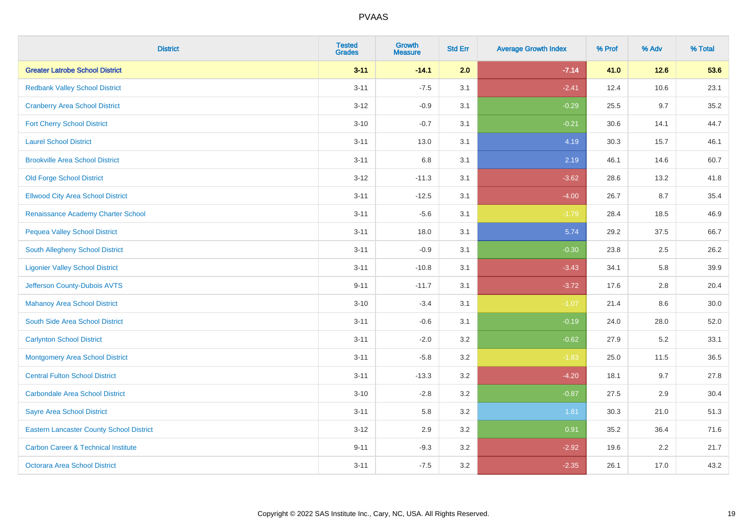# PVAAS

| District | Tested Grades | Growth Measure | Std Err | Average Growth Index | % Prof | % Adv | % Total |
|---|---|---|---|---|---|---|---|
| **Greater Latrobe School District** | **3-11** | **-14.1** | **2.0** | **-7.14** | **41.0** | **12.6** | **53.6** |
| Redbank Valley School District | 3-11 | -7.5 | 3.1 | -2.41 | 12.4 | 10.6 | 23.1 |
| Cranberry Area School District | 3-12 | -0.9 | 3.1 | -0.29 | 25.5 | 9.7 | 35.2 |
| Fort Cherry School District | 3-10 | -0.7 | 3.1 | -0.21 | 30.6 | 14.1 | 44.7 |
| Laurel School District | 3-11 | 13.0 | 3.1 | 4.19 | 30.3 | 15.7 | 46.1 |
| Brookville Area School District | 3-11 | 6.8 | 3.1 | 2.19 | 46.1 | 14.6 | 60.7 |
| Old Forge School District | 3-12 | -11.3 | 3.1 | -3.62 | 28.6 | 13.2 | 41.8 |
| Ellwood City Area School District | 3-11 | -12.5 | 3.1 | -4.00 | 26.7 | 8.7 | 35.4 |
| Renaissance Academy Charter School | 3-11 | -5.6 | 3.1 | -1.79 | 28.4 | 18.5 | 46.9 |
| Pequea Valley School District | 3-11 | 18.0 | 3.1 | 5.74 | 29.2 | 37.5 | 66.7 |
| South Allegheny School District | 3-11 | -0.9 | 3.1 | -0.30 | 23.8 | 2.5 | 26.2 |
| Ligonier Valley School District | 3-11 | -10.8 | 3.1 | -3.43 | 34.1 | 5.8 | 39.9 |
| Jefferson County-Dubois AVTS | 9-11 | -11.7 | 3.1 | -3.72 | 17.6 | 2.8 | 20.4 |
| Mahanoy Area School District | 3-10 | -3.4 | 3.1 | -1.07 | 21.4 | 8.6 | 30.0 |
| South Side Area School District | 3-11 | -0.6 | 3.1 | -0.19 | 24.0 | 28.0 | 52.0 |
| Carlynton School District | 3-11 | -2.0 | 3.2 | -0.62 | 27.9 | 5.2 | 33.1 |
| Montgomery Area School District | 3-11 | -5.8 | 3.2 | -1.83 | 25.0 | 11.5 | 36.5 |
| Central Fulton School District | 3-11 | -13.3 | 3.2 | -4.20 | 18.1 | 9.7 | 27.8 |
| Carbondale Area School District | 3-10 | -2.8 | 3.2 | -0.87 | 27.5 | 2.9 | 30.4 |
| Sayre Area School District | 3-11 | 5.8 | 3.2 | 1.81 | 30.3 | 21.0 | 51.3 |
| Eastern Lancaster County School District | 3-12 | 2.9 | 3.2 | 0.91 | 35.2 | 36.4 | 71.6 |
| Carbon Career & Technical Institute | 9-11 | -9.3 | 3.2 | -2.92 | 19.6 | 2.2 | 21.7 |
| Octorara Area School District | 3-11 | -7.5 | 3.2 | -2.35 | 26.1 | 17.0 | 43.2 |

Copyright © 2022 SAS Institute Inc., Cary, NC, USA. All Rights Reserved.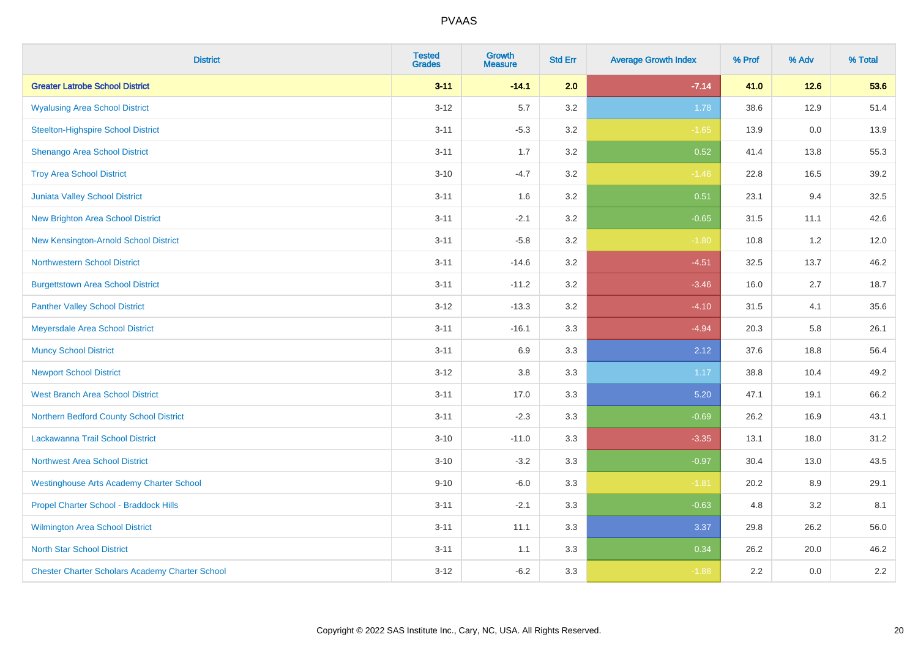# PVAAS

| District | Tested Grades | Growth Measure | Std Err | Average Growth Index | % Prof | % Adv | % Total |
|---|---|---|---|---|---|---|---|
| **Greater Latrobe School District** | **3-11** | **-14.1** | **2.0** | **-7.14** | **41.0** | **12.6** | **53.6** |
| Wyalusing Area School District | 3-12 | 5.7 | 3.2 | 1.78 | 38.6 | 12.9 | 51.4 |
| Steelton-Highspire School District | 3-11 | -5.3 | 3.2 | -1.65 | 13.9 | 0.0 | 13.9 |
| Shenango Area School District | 3-11 | 1.7 | 3.2 | 0.52 | 41.4 | 13.8 | 55.3 |
| Troy Area School District | 3-10 | -4.7 | 3.2 | -1.46 | 22.8 | 16.5 | 39.2 |
| Juniata Valley School District | 3-11 | 1.6 | 3.2 | 0.51 | 23.1 | 9.4 | 32.5 |
| New Brighton Area School District | 3-11 | -2.1 | 3.2 | -0.65 | 31.5 | 11.1 | 42.6 |
| New Kensington-Arnold School District | 3-11 | -5.8 | 3.2 | -1.80 | 10.8 | 1.2 | 12.0 |
| Northwestern School District | 3-11 | -14.6 | 3.2 | -4.51 | 32.5 | 13.7 | 46.2 |
| Burgettstown Area School District | 3-11 | -11.2 | 3.2 | -3.46 | 16.0 | 2.7 | 18.7 |
| Panther Valley School District | 3-12 | -13.3 | 3.2 | -4.10 | 31.5 | 4.1 | 35.6 |
| Meyersdale Area School District | 3-11 | -16.1 | 3.3 | -4.94 | 20.3 | 5.8 | 26.1 |
| Muncy School District | 3-11 | 6.9 | 3.3 | 2.12 | 37.6 | 18.8 | 56.4 |
| Newport School District | 3-12 | 3.8 | 3.3 | 1.17 | 38.8 | 10.4 | 49.2 |
| West Branch Area School District | 3-11 | 17.0 | 3.3 | 5.20 | 47.1 | 19.1 | 66.2 |
| Northern Bedford County School District | 3-11 | -2.3 | 3.3 | -0.69 | 26.2 | 16.9 | 43.1 |
| Lackawanna Trail School District | 3-10 | -11.0 | 3.3 | -3.35 | 13.1 | 18.0 | 31.2 |
| Northwest Area School District | 3-10 | -3.2 | 3.3 | -0.97 | 30.4 | 13.0 | 43.5 |
| Westinghouse Arts Academy Charter School | 9-10 | -6.0 | 3.3 | -1.81 | 20.2 | 8.9 | 29.1 |
| Propel Charter School - Braddock Hills | 3-11 | -2.1 | 3.3 | -0.63 | 4.8 | 3.2 | 8.1 |
| Wilmington Area School District | 3-11 | 11.1 | 3.3 | 3.37 | 29.8 | 26.2 | 56.0 |
| North Star School District | 3-11 | 1.1 | 3.3 | 0.34 | 26.2 | 20.0 | 46.2 |
| Chester Charter Scholars Academy Charter School | 3-12 | -6.2 | 3.3 | -1.88 | 2.2 | 0.0 | 2.2 |

Copyright © 2022 SAS Institute Inc., Cary, NC, USA. All Rights Reserved.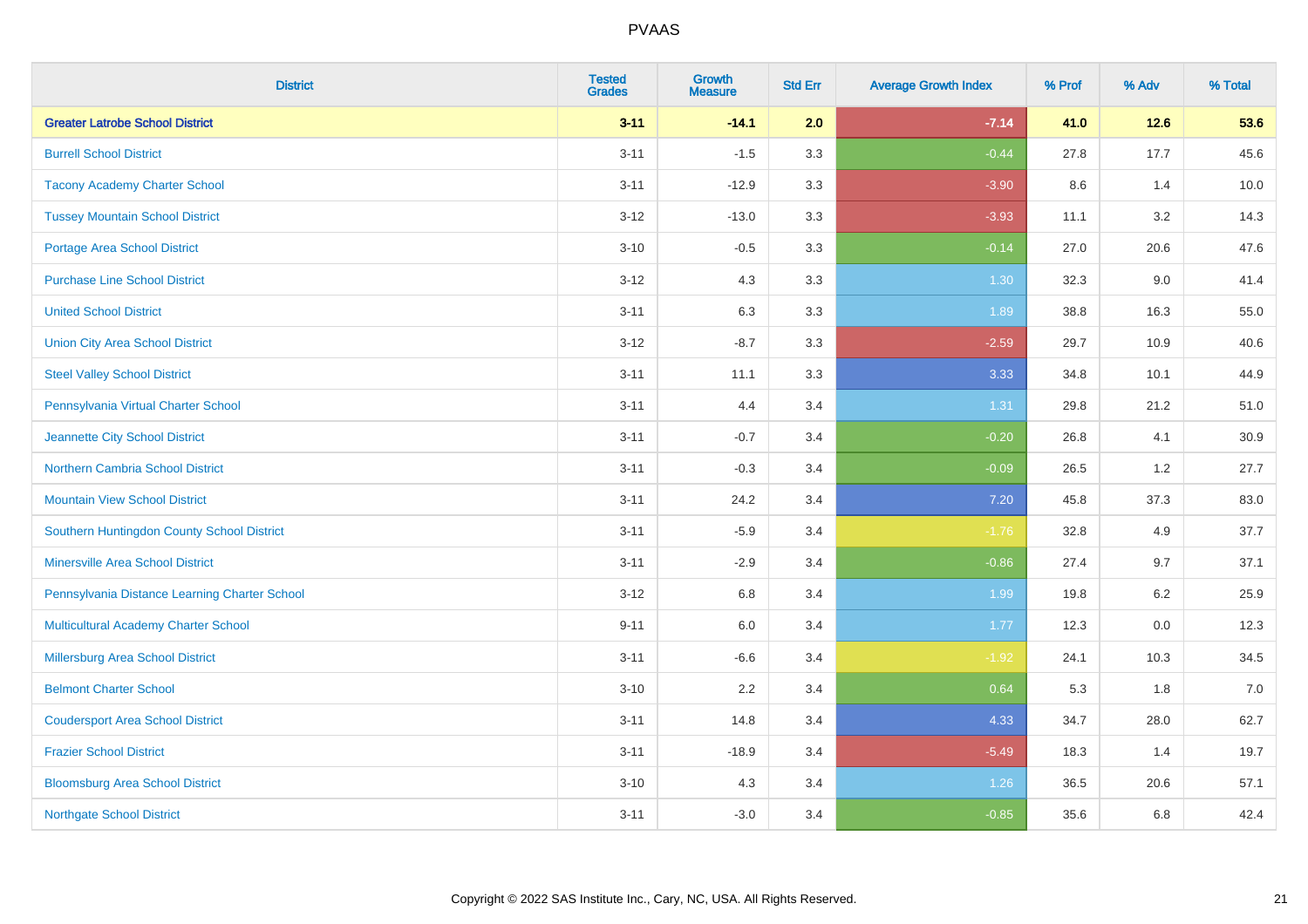# PVAAS

| District | Tested Grades | Growth Measure | Std Err | Average Growth Index | % Prof | % Adv | % Total |
|---|---|---|---|---|---|---|---|
| **Greater Latrobe School District** | **3-11** | **-14.1** | **2.0** | **-7.14** | **41.0** | **12.6** | **53.6** |
| Burrell School District | 3-11 | -1.5 | 3.3 | -0.44 | 27.8 | 17.7 | 45.6 |
| Tacony Academy Charter School | 3-11 | -12.9 | 3.3 | -3.90 | 8.6 | 1.4 | 10.0 |
| Tussey Mountain School District | 3-12 | -13.0 | 3.3 | -3.93 | 11.1 | 3.2 | 14.3 |
| Portage Area School District | 3-10 | -0.5 | 3.3 | -0.14 | 27.0 | 20.6 | 47.6 |
| Purchase Line School District | 3-12 | 4.3 | 3.3 | 1.30 | 32.3 | 9.0 | 41.4 |
| United School District | 3-11 | 6.3 | 3.3 | 1.89 | 38.8 | 16.3 | 55.0 |
| Union City Area School District | 3-12 | -8.7 | 3.3 | -2.59 | 29.7 | 10.9 | 40.6 |
| Steel Valley School District | 3-11 | 11.1 | 3.3 | 3.33 | 34.8 | 10.1 | 44.9 |
| Pennsylvania Virtual Charter School | 3-11 | 4.4 | 3.4 | 1.31 | 29.8 | 21.2 | 51.0 |
| Jeannette City School District | 3-11 | -0.7 | 3.4 | -0.20 | 26.8 | 4.1 | 30.9 |
| Northern Cambria School District | 3-11 | -0.3 | 3.4 | -0.09 | 26.5 | 1.2 | 27.7 |
| Mountain View School District | 3-11 | 24.2 | 3.4 | 7.20 | 45.8 | 37.3 | 83.0 |
| Southern Huntingdon County School District | 3-11 | -5.9 | 3.4 | -1.76 | 32.8 | 4.9 | 37.7 |
| Minersville Area School District | 3-11 | -2.9 | 3.4 | -0.86 | 27.4 | 9.7 | 37.1 |
| Pennsylvania Distance Learning Charter School | 3-12 | 6.8 | 3.4 | 1.99 | 19.8 | 6.2 | 25.9 |
| Multicultural Academy Charter School | 9-11 | 6.0 | 3.4 | 1.77 | 12.3 | 0.0 | 12.3 |
| Millersburg Area School District | 3-11 | -6.6 | 3.4 | -1.92 | 24.1 | 10.3 | 34.5 |
| Belmont Charter School | 3-10 | 2.2 | 3.4 | 0.64 | 5.3 | 1.8 | 7.0 |
| Coudersport Area School District | 3-11 | 14.8 | 3.4 | 4.33 | 34.7 | 28.0 | 62.7 |
| Frazier School District | 3-11 | -18.9 | 3.4 | -5.49 | 18.3 | 1.4 | 19.7 |
| Bloomsburg Area School District | 3-10 | 4.3 | 3.4 | 1.26 | 36.5 | 20.6 | 57.1 |
| Northgate School District | 3-11 | -3.0 | 3.4 | -0.85 | 35.6 | 6.8 | 42.4 |

Copyright © 2022 SAS Institute Inc., Cary, NC, USA. All Rights Reserved.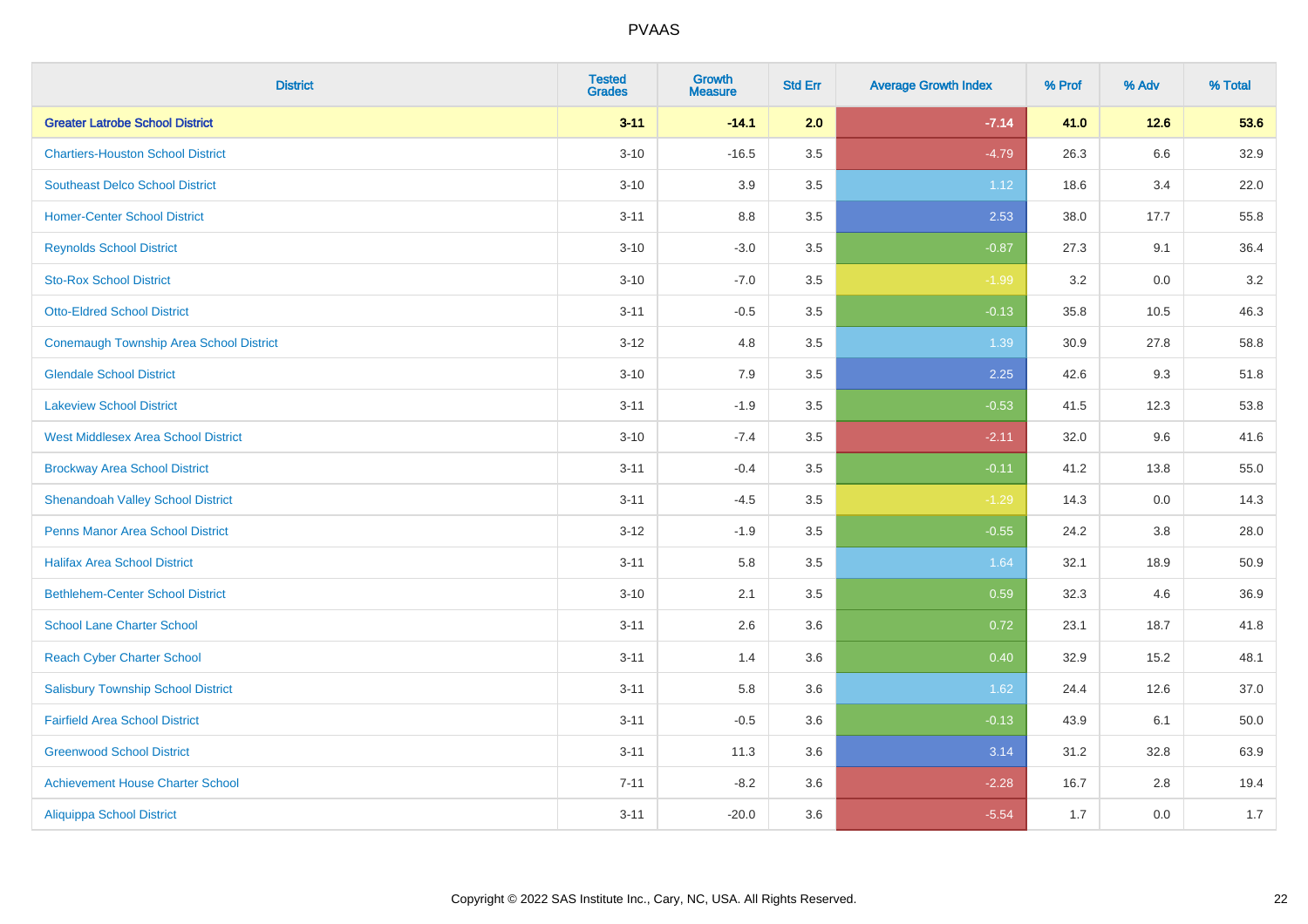| District | Tested Grades | Growth Measure | Std Err | Average Growth Index | % Prof | % Adv | % Total |
|---|---|---|---|---|---|---|---|
| **Greater Latrobe School District** | **3-11** | **-14.1** | **2.0** | **-7.14** | **41.0** | **12.6** | **53.6** |
| Chartiers-Houston School District | 3-10 | -16.5 | 3.5 | -4.79 | 26.3 | 6.6 | 32.9 |
| Southeast Delco School District | 3-10 | 3.9 | 3.5 | 1.12 | 18.6 | 3.4 | 22.0 |
| Homer-Center School District | 3-11 | 8.8 | 3.5 | 2.53 | 38.0 | 17.7 | 55.8 |
| Reynolds School District | 3-10 | -3.0 | 3.5 | -0.87 | 27.3 | 9.1 | 36.4 |
| Sto-Rox School District | 3-10 | -7.0 | 3.5 | -1.99 | 3.2 | 0.0 | 3.2 |
| Otto-Eldred School District | 3-11 | -0.5 | 3.5 | -0.13 | 35.8 | 10.5 | 46.3 |
| Conemaugh Township Area School District | 3-12 | 4.8 | 3.5 | 1.39 | 30.9 | 27.8 | 58.8 |
| Glendale School District | 3-10 | 7.9 | 3.5 | 2.25 | 42.6 | 9.3 | 51.8 |
| Lakeview School District | 3-11 | -1.9 | 3.5 | -0.53 | 41.5 | 12.3 | 53.8 |
| West Middlesex Area School District | 3-10 | -7.4 | 3.5 | -2.11 | 32.0 | 9.6 | 41.6 |
| Brockway Area School District | 3-11 | -0.4 | 3.5 | -0.11 | 41.2 | 13.8 | 55.0 |
| Shenandoah Valley School District | 3-11 | -4.5 | 3.5 | -1.29 | 14.3 | 0.0 | 14.3 |
| Penns Manor Area School District | 3-12 | -1.9 | 3.5 | -0.55 | 24.2 | 3.8 | 28.0 |
| Halifax Area School District | 3-11 | 5.8 | 3.5 | 1.64 | 32.1 | 18.9 | 50.9 |
| Bethlehem-Center School District | 3-10 | 2.1 | 3.5 | 0.59 | 32.3 | 4.6 | 36.9 |
| School Lane Charter School | 3-11 | 2.6 | 3.6 | 0.72 | 23.1 | 18.7 | 41.8 |
| Reach Cyber Charter School | 3-11 | 1.4 | 3.6 | 0.40 | 32.9 | 15.2 | 48.1 |
| Salisbury Township School District | 3-11 | 5.8 | 3.6 | 1.62 | 24.4 | 12.6 | 37.0 |
| Fairfield Area School District | 3-11 | -0.5 | 3.6 | -0.13 | 43.9 | 6.1 | 50.0 |
| Greenwood School District | 3-11 | 11.3 | 3.6 | 3.14 | 31.2 | 32.8 | 63.9 |
| Achievement House Charter School | 7-11 | -8.2 | 3.6 | -2.28 | 16.7 | 2.8 | 19.4 |
| Aliquippa School District | 3-11 | -20.0 | 3.6 | -5.54 | 1.7 | 0.0 | 1.7 |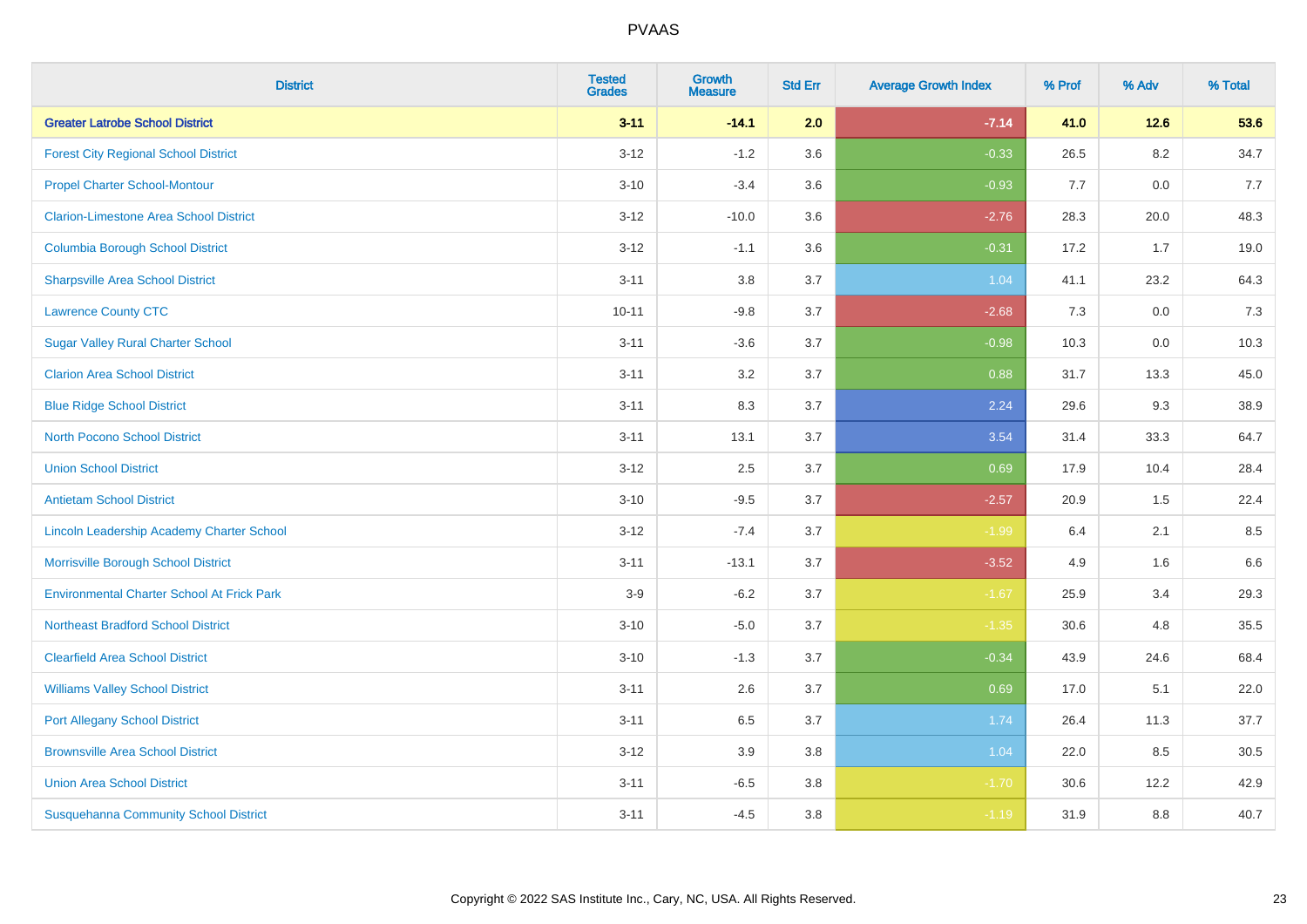# PVAAS

| District | Tested Grades | Growth Measure | Std Err | Average Growth Index | % Prof | % Adv | % Total |
|---|---|---|---|---|---|---|---|
| **Greater Latrobe School District** | **3-11** | **-14.1** | **2.0** | **-7.14** | **41.0** | **12.6** | **53.6** |
| Forest City Regional School District | 3-12 | -1.2 | 3.6 | -0.33 | 26.5 | 8.2 | 34.7 |
| Propel Charter School-Montour | 3-10 | -3.4 | 3.6 | -0.93 | 7.7 | 0.0 | 7.7 |
| Clarion-Limestone Area School District | 3-12 | -10.0 | 3.6 | -2.76 | 28.3 | 20.0 | 48.3 |
| Columbia Borough School District | 3-12 | -1.1 | 3.6 | -0.31 | 17.2 | 1.7 | 19.0 |
| Sharpsville Area School District | 3-11 | 3.8 | 3.7 | 1.04 | 41.1 | 23.2 | 64.3 |
| Lawrence County CTC | 10-11 | -9.8 | 3.7 | -2.68 | 7.3 | 0.0 | 7.3 |
| Sugar Valley Rural Charter School | 3-11 | -3.6 | 3.7 | -0.98 | 10.3 | 0.0 | 10.3 |
| Clarion Area School District | 3-11 | 3.2 | 3.7 | 0.88 | 31.7 | 13.3 | 45.0 |
| Blue Ridge School District | 3-11 | 8.3 | 3.7 | 2.24 | 29.6 | 9.3 | 38.9 |
| North Pocono School District | 3-11 | 13.1 | 3.7 | 3.54 | 31.4 | 33.3 | 64.7 |
| Union School District | 3-12 | 2.5 | 3.7 | 0.69 | 17.9 | 10.4 | 28.4 |
| Antietam School District | 3-10 | -9.5 | 3.7 | -2.57 | 20.9 | 1.5 | 22.4 |
| Lincoln Leadership Academy Charter School | 3-12 | -7.4 | 3.7 | -1.99 | 6.4 | 2.1 | 8.5 |
| Morrisville Borough School District | 3-11 | -13.1 | 3.7 | -3.52 | 4.9 | 1.6 | 6.6 |
| Environmental Charter School At Frick Park | 3-9 | -6.2 | 3.7 | -1.67 | 25.9 | 3.4 | 29.3 |
| Northeast Bradford School District | 3-10 | -5.0 | 3.7 | -1.35 | 30.6 | 4.8 | 35.5 |
| Clearfield Area School District | 3-10 | -1.3 | 3.7 | -0.34 | 43.9 | 24.6 | 68.4 |
| Williams Valley School District | 3-11 | 2.6 | 3.7 | 0.69 | 17.0 | 5.1 | 22.0 |
| Port Allegany School District | 3-11 | 6.5 | 3.7 | 1.74 | 26.4 | 11.3 | 37.7 |
| Brownsville Area School District | 3-12 | 3.9 | 3.8 | 1.04 | 22.0 | 8.5 | 30.5 |
| Union Area School District | 3-11 | -6.5 | 3.8 | -1.70 | 30.6 | 12.2 | 42.9 |
| Susquehanna Community School District | 3-11 | -4.5 | 3.8 | -1.19 | 31.9 | 8.8 | 40.7 |

Copyright © 2022 SAS Institute Inc., Cary, NC, USA. All Rights Reserved.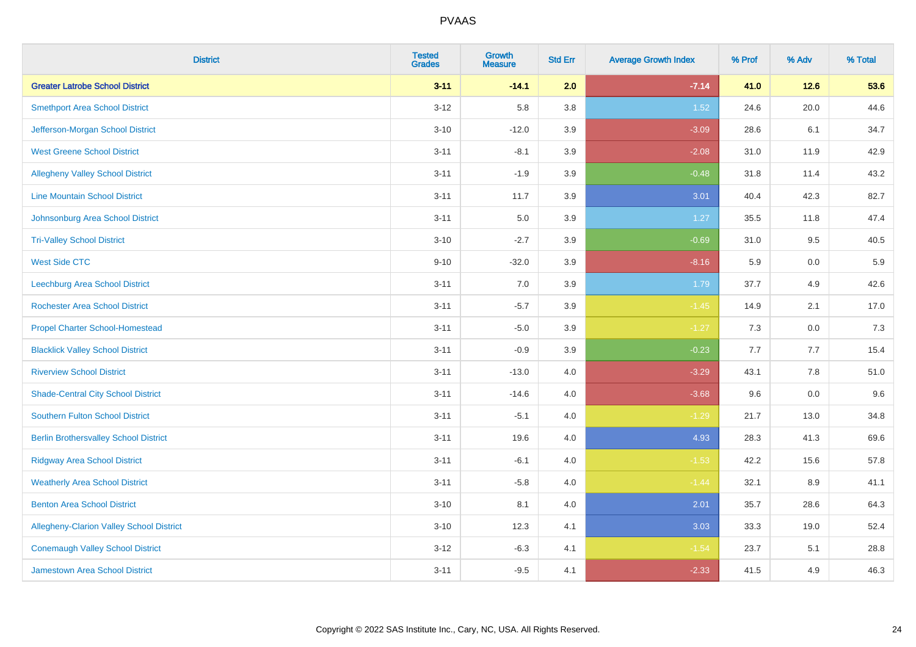# PVAAS

| District | Tested Grades | Growth Measure | Std Err | Average Growth Index | % Prof | % Adv | % Total |
|---|---|---|---|---|---|---|---|
| **Greater Latrobe School District** | **3-11** | **-14.1** | **2.0** | **-7.14** | **41.0** | **12.6** | **53.6** |
| Smethport Area School District | 3-12 | 5.8 | 3.8 | 1.52 | 24.6 | 20.0 | 44.6 |
| Jefferson-Morgan School District | 3-10 | -12.0 | 3.9 | -3.09 | 28.6 | 6.1 | 34.7 |
| West Greene School District | 3-11 | -8.1 | 3.9 | -2.08 | 31.0 | 11.9 | 42.9 |
| Allegheny Valley School District | 3-11 | -1.9 | 3.9 | -0.48 | 31.8 | 11.4 | 43.2 |
| Line Mountain School District | 3-11 | 11.7 | 3.9 | 3.01 | 40.4 | 42.3 | 82.7 |
| Johnsonburg Area School District | 3-11 | 5.0 | 3.9 | 1.27 | 35.5 | 11.8 | 47.4 |
| Tri-Valley School District | 3-10 | -2.7 | 3.9 | -0.69 | 31.0 | 9.5 | 40.5 |
| West Side CTC | 9-10 | -32.0 | 3.9 | -8.16 | 5.9 | 0.0 | 5.9 |
| Leechburg Area School District | 3-11 | 7.0 | 3.9 | 1.79 | 37.7 | 4.9 | 42.6 |
| Rochester Area School District | 3-11 | -5.7 | 3.9 | -1.45 | 14.9 | 2.1 | 17.0 |
| Propel Charter School-Homestead | 3-11 | -5.0 | 3.9 | -1.27 | 7.3 | 0.0 | 7.3 |
| Blacklick Valley School District | 3-11 | -0.9 | 3.9 | -0.23 | 7.7 | 7.7 | 15.4 |
| Riverview School District | 3-11 | -13.0 | 4.0 | -3.29 | 43.1 | 7.8 | 51.0 |
| Shade-Central City School District | 3-11 | -14.6 | 4.0 | -3.68 | 9.6 | 0.0 | 9.6 |
| Southern Fulton School District | 3-11 | -5.1 | 4.0 | -1.29 | 21.7 | 13.0 | 34.8 |
| Berlin Brothersvalley School District | 3-11 | 19.6 | 4.0 | 4.93 | 28.3 | 41.3 | 69.6 |
| Ridgway Area School District | 3-11 | -6.1 | 4.0 | -1.53 | 42.2 | 15.6 | 57.8 |
| Weatherly Area School District | 3-11 | -5.8 | 4.0 | -1.44 | 32.1 | 8.9 | 41.1 |
| Benton Area School District | 3-10 | 8.1 | 4.0 | 2.01 | 35.7 | 28.6 | 64.3 |
| Allegheny-Clarion Valley School District | 3-10 | 12.3 | 4.1 | 3.03 | 33.3 | 19.0 | 52.4 |
| Conemaugh Valley School District | 3-12 | -6.3 | 4.1 | -1.54 | 23.7 | 5.1 | 28.8 |
| Jamestown Area School District | 3-11 | -9.5 | 4.1 | -2.33 | 41.5 | 4.9 | 46.3 |

Copyright © 2022 SAS Institute Inc., Cary, NC, USA. All Rights Reserved.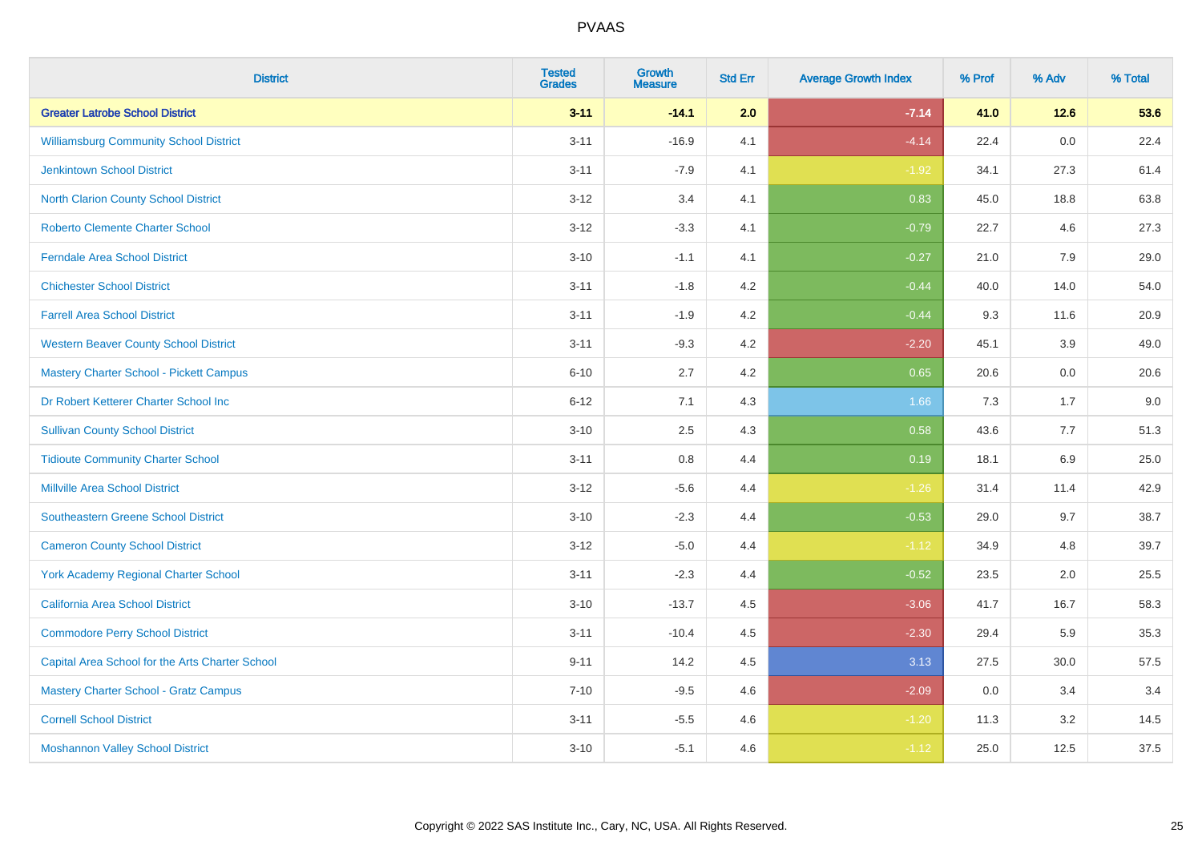# PVAAS

| District | Tested Grades | Growth Measure | Std Err | Average Growth Index | % Prof | % Adv | % Total |
|---|---|---|---|---|---|---|---|
| **Greater Latrobe School District** | **3-11** | **-14.1** | **2.0** | **-7.14** | **41.0** | **12.6** | **53.6** |
| Williamsburg Community School District | 3-11 | -16.9 | 4.1 | -4.14 | 22.4 | 0.0 | 22.4 |
| Jenkintown School District | 3-11 | -7.9 | 4.1 | -1.92 | 34.1 | 27.3 | 61.4 |
| North Clarion County School District | 3-12 | 3.4 | 4.1 | 0.83 | 45.0 | 18.8 | 63.8 |
| Roberto Clemente Charter School | 3-12 | -3.3 | 4.1 | -0.79 | 22.7 | 4.6 | 27.3 |
| Ferndale Area School District | 3-10 | -1.1 | 4.1 | -0.27 | 21.0 | 7.9 | 29.0 |
| Chichester School District | 3-11 | -1.8 | 4.2 | -0.44 | 40.0 | 14.0 | 54.0 |
| Farrell Area School District | 3-11 | -1.9 | 4.2 | -0.44 | 9.3 | 11.6 | 20.9 |
| Western Beaver County School District | 3-11 | -9.3 | 4.2 | -2.20 | 45.1 | 3.9 | 49.0 |
| Mastery Charter School - Pickett Campus | 6-10 | 2.7 | 4.2 | 0.65 | 20.6 | 0.0 | 20.6 |
| Dr Robert Ketterer Charter School Inc | 6-12 | 7.1 | 4.3 | 1.66 | 7.3 | 1.7 | 9.0 |
| Sullivan County School District | 3-10 | 2.5 | 4.3 | 0.58 | 43.6 | 7.7 | 51.3 |
| Tidioute Community Charter School | 3-11 | 0.8 | 4.4 | 0.19 | 18.1 | 6.9 | 25.0 |
| Millville Area School District | 3-12 | -5.6 | 4.4 | -1.26 | 31.4 | 11.4 | 42.9 |
| Southeastern Greene School District | 3-10 | -2.3 | 4.4 | -0.53 | 29.0 | 9.7 | 38.7 |
| Cameron County School District | 3-12 | -5.0 | 4.4 | -1.12 | 34.9 | 4.8 | 39.7 |
| York Academy Regional Charter School | 3-11 | -2.3 | 4.4 | -0.52 | 23.5 | 2.0 | 25.5 |
| California Area School District | 3-10 | -13.7 | 4.5 | -3.06 | 41.7 | 16.7 | 58.3 |
| Commodore Perry School District | 3-11 | -10.4 | 4.5 | -2.30 | 29.4 | 5.9 | 35.3 |
| Capital Area School for the Arts Charter School | 9-11 | 14.2 | 4.5 | 3.13 | 27.5 | 30.0 | 57.5 |
| Mastery Charter School - Gratz Campus | 7-10 | -9.5 | 4.6 | -2.09 | 0.0 | 3.4 | 3.4 |
| Cornell School District | 3-11 | -5.5 | 4.6 | -1.20 | 11.3 | 3.2 | 14.5 |
| Moshannon Valley School District | 3-10 | -5.1 | 4.6 | -1.12 | 25.0 | 12.5 | 37.5 |

Copyright © 2022 SAS Institute Inc., Cary, NC, USA. All Rights Reserved.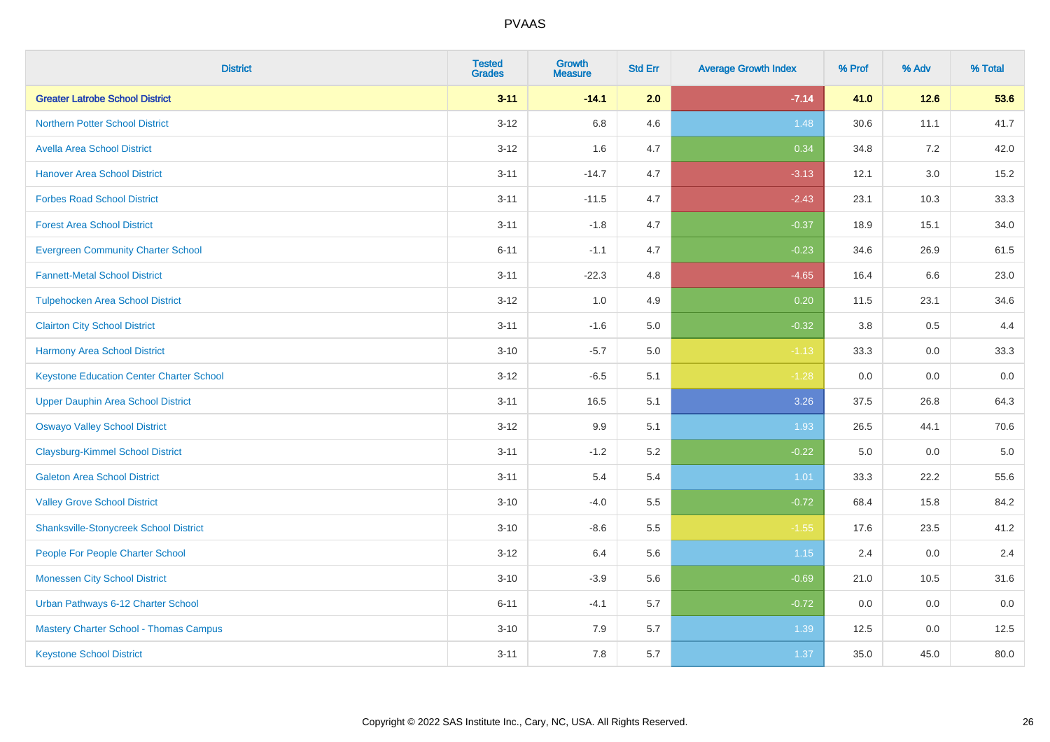| District | Tested Grades | Growth Measure | Std Err | Average Growth Index | % Prof | % Adv | % Total |
|---|---|---|---|---|---|---|---|
| **Greater Latrobe School District** | **3-11** | **-14.1** | **2.0** | **-7.14** | **41.0** | **12.6** | **53.6** |
| Northern Potter School District | 3-12 | 6.8 | 4.6 | 1.48 | 30.6 | 11.1 | 41.7 |
| Avella Area School District | 3-12 | 1.6 | 4.7 | 0.34 | 34.8 | 7.2 | 42.0 |
| Hanover Area School District | 3-11 | -14.7 | 4.7 | -3.13 | 12.1 | 3.0 | 15.2 |
| Forbes Road School District | 3-11 | -11.5 | 4.7 | -2.43 | 23.1 | 10.3 | 33.3 |
| Forest Area School District | 3-11 | -1.8 | 4.7 | -0.37 | 18.9 | 15.1 | 34.0 |
| Evergreen Community Charter School | 6-11 | -1.1 | 4.7 | -0.23 | 34.6 | 26.9 | 61.5 |
| Fannett-Metal School District | 3-11 | -22.3 | 4.8 | -4.65 | 16.4 | 6.6 | 23.0 |
| Tulpehocken Area School District | 3-12 | 1.0 | 4.9 | 0.20 | 11.5 | 23.1 | 34.6 |
| Clairton City School District | 3-11 | -1.6 | 5.0 | -0.32 | 3.8 | 0.5 | 4.4 |
| Harmony Area School District | 3-10 | -5.7 | 5.0 | -1.13 | 33.3 | 0.0 | 33.3 |
| Keystone Education Center Charter School | 3-12 | -6.5 | 5.1 | -1.28 | 0.0 | 0.0 | 0.0 |
| Upper Dauphin Area School District | 3-11 | 16.5 | 5.1 | 3.26 | 37.5 | 26.8 | 64.3 |
| Oswayo Valley School District | 3-12 | 9.9 | 5.1 | 1.93 | 26.5 | 44.1 | 70.6 |
| Claysburg-Kimmel School District | 3-11 | -1.2 | 5.2 | -0.22 | 5.0 | 0.0 | 5.0 |
| Galeton Area School District | 3-11 | 5.4 | 5.4 | 1.01 | 33.3 | 22.2 | 55.6 |
| Valley Grove School District | 3-10 | -4.0 | 5.5 | -0.72 | 68.4 | 15.8 | 84.2 |
| Shanksville-Stonycreek School District | 3-10 | -8.6 | 5.5 | -1.55 | 17.6 | 23.5 | 41.2 |
| People For People Charter School | 3-12 | 6.4 | 5.6 | 1.15 | 2.4 | 0.0 | 2.4 |
| Monessen City School District | 3-10 | -3.9 | 5.6 | -0.69 | 21.0 | 10.5 | 31.6 |
| Urban Pathways 6-12 Charter School | 6-11 | -4.1 | 5.7 | -0.72 | 0.0 | 0.0 | 0.0 |
| Mastery Charter School - Thomas Campus | 3-10 | 7.9 | 5.7 | 1.39 | 12.5 | 0.0 | 12.5 |
| Keystone School District | 3-11 | 7.8 | 5.7 | 1.37 | 35.0 | 45.0 | 80.0 |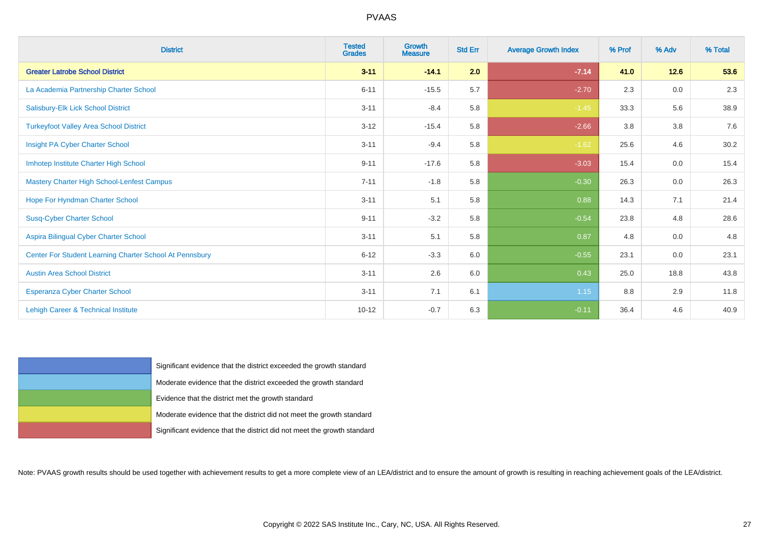PVAAS

| District | Tested Grades | Growth Measure | Std Err | Average Growth Index | % Prof | % Adv | % Total |
|---|---|---|---|---|---|---|---|
| **Greater Latrobe School District** | **3-11** | **-14.1** | **2.0** | **-7.14** | **41.0** | **12.6** | **53.6** |
| La Academia Partnership Charter School | 6-11 | -15.5 | 5.7 | -2.70 | 2.3 | 0.0 | 2.3 |
| Salisbury-Elk Lick School District | 3-11 | -8.4 | 5.8 | -1.45 | 33.3 | 5.6 | 38.9 |
| Turkeyfoot Valley Area School District | 3-12 | -15.4 | 5.8 | -2.66 | 3.8 | 3.8 | 7.6 |
| Insight PA Cyber Charter School | 3-11 | -9.4 | 5.8 | -1.62 | 25.6 | 4.6 | 30.2 |
| Imhotep Institute Charter High School | 9-11 | -17.6 | 5.8 | -3.03 | 15.4 | 0.0 | 15.4 |
| Mastery Charter High School-Lenfest Campus | 7-11 | -1.8 | 5.8 | -0.30 | 26.3 | 0.0 | 26.3 |
| Hope For Hyndman Charter School | 3-11 | 5.1 | 5.8 | 0.88 | 14.3 | 7.1 | 21.4 |
| Susq-Cyber Charter School | 9-11 | -3.2 | 5.8 | -0.54 | 23.8 | 4.8 | 28.6 |
| Aspira Bilingual Cyber Charter School | 3-11 | 5.1 | 5.8 | 0.87 | 4.8 | 0.0 | 4.8 |
| Center For Student Learning Charter School At Pennsbury | 6-12 | -3.3 | 6.0 | -0.55 | 23.1 | 0.0 | 23.1 |
| Austin Area School District | 3-11 | 2.6 | 6.0 | 0.43 | 25.0 | 18.8 | 43.8 |
| Esperanza Cyber Charter School | 3-11 | 7.1 | 6.1 | 1.15 | 8.8 | 2.9 | 11.8 |
| Lehigh Career & Technical Institute | 10-12 | -0.7 | 6.3 | -0.11 | 36.4 | 4.6 | 40.9 |

- Significant evidence that the district exceeded the growth standard
- Moderate evidence that the district exceeded the growth standard
- Evidence that the district met the growth standard
- Moderate evidence that the district did not meet the growth standard
- Significant evidence that the district did not meet the growth standard

Note: PVAAS growth results should be used together with achievement results to get a more complete view of an LEA/district and to ensure the amount of growth is resulting in reaching achievement goals of the LEA/district.

Copyright © 2022 SAS Institute Inc., Cary, NC, USA. All Rights Reserved.